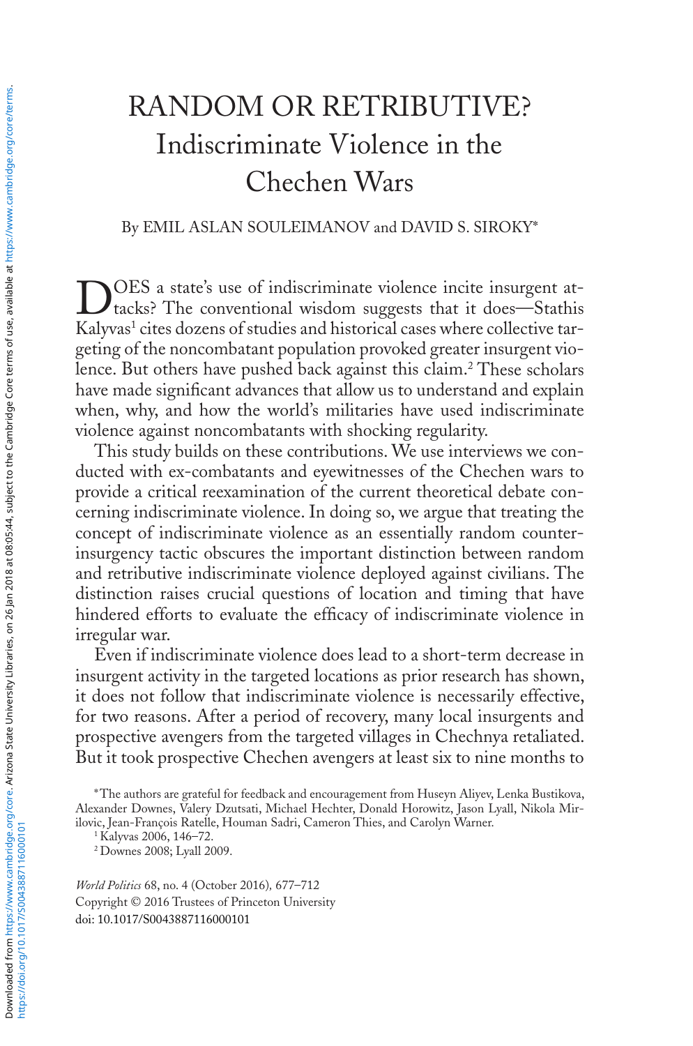# RANDOM OR RETRIBUTIVE? Indiscriminate Violence in the Chechen Wars

By EMIL ASLAN SOULEIMANOV and DAVID S. SIROKY*

DOES a state's use of indiscriminate violence incite insurgent attacks? The conventional wisdom suggests that it does—Stathis Kalyvas[1] cites dozens of studies and historical cases where collective targeting of the noncombatant population provoked greater insurgent violence. But others have pushed back against this claim.[2] These scholars have made significant advances that allow us to understand and explain when, why, and how the world's militaries have used indiscriminate violence against noncombatants with shocking regularity.

This study builds on these contributions. We use interviews we conducted with ex-combatants and eyewitnesses of the Chechen wars to provide a critical reexamination of the current theoretical debate concerning indiscriminate violence. In doing so, we argue that treating the concept of indiscriminate violence as an essentially random counterinsurgency tactic obscures the important distinction between random and retributive indiscriminate violence deployed against civilians. The distinction raises crucial questions of location and timing that have hindered efforts to evaluate the efficacy of indiscriminate violence in irregular war.

Even if indiscriminate violence does lead to a short-term decrease in insurgent activity in the targeted locations as prior research has shown, it does not follow that indiscriminate violence is necessarily effective, for two reasons. After a period of recovery, many local insurgents and prospective avengers from the targeted villages in Chechnya retaliated. But it took prospective Chechen avengers at least six to nine months to

*The authors are grateful for feedback and encouragement from Huseyn Aliyev, Lenka Bustikova, Alexander Downes, Valery Dzutsati, Michael Hechter, Donald Horowitz, Jason Lyall, Nikola Mirilovic, Jean-François Ratelle, Houman Sadri, Cameron Thies, and Carolyn Warner.

[1] Kalyvas 2006, 146–72.

[2] Downes 2008; Lyall 2009.

*World Politics* 68, no. 4 (October 2016), 677–712
Copyright © 2016 Trustees of Princeton University
doi: 10.1017/S0043887116000101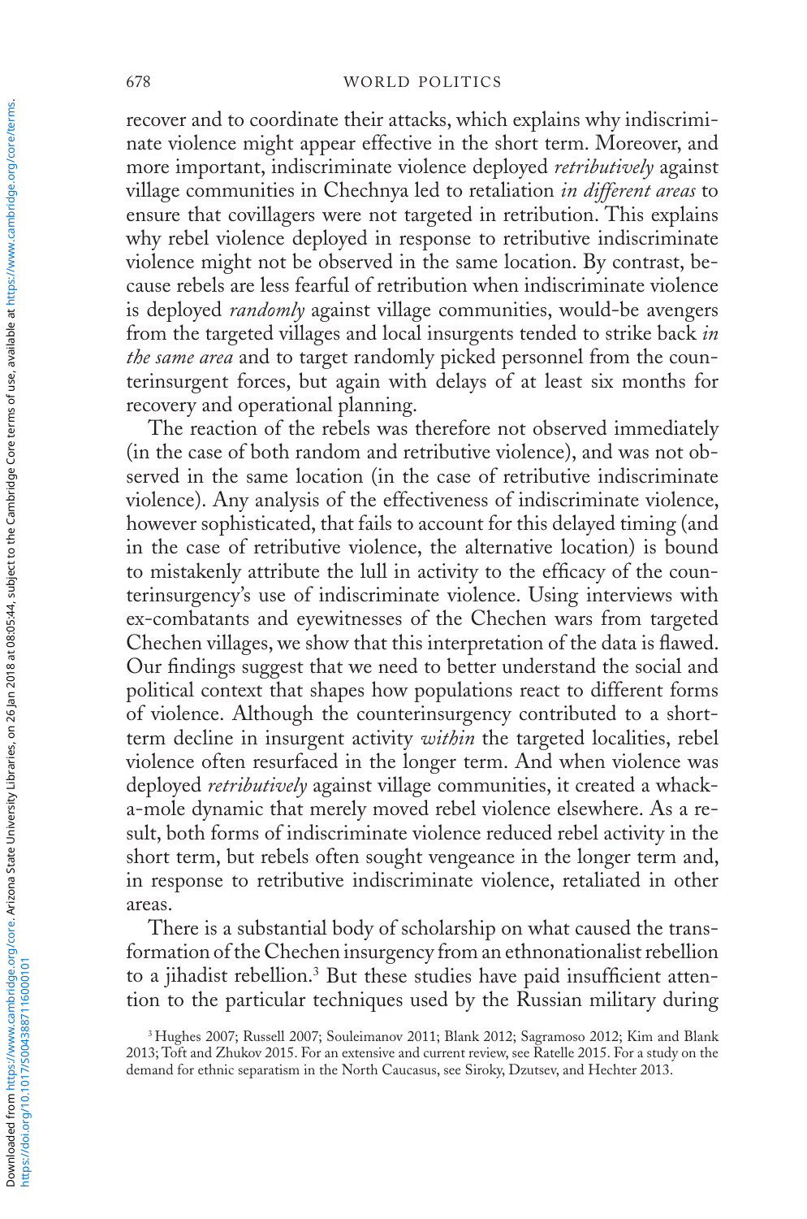recover and to coordinate their attacks, which explains why indiscriminate violence might appear effective in the short term. Moreover, and more important, indiscriminate violence deployed *retributively* against village communities in Chechnya led to retaliation *in different areas* to ensure that covillagers were not targeted in retribution. This explains why rebel violence deployed in response to retributive indiscriminate violence might not be observed in the same location. By contrast, because rebels are less fearful of retribution when indiscriminate violence is deployed *randomly* against village communities, would-be avengers from the targeted villages and local insurgents tended to strike back *in the same area* and to target randomly picked personnel from the counterinsurgent forces, but again with delays of at least six months for recovery and operational planning.

The reaction of the rebels was therefore not observed immediately (in the case of both random and retributive violence), and was not observed in the same location (in the case of retributive indiscriminate violence). Any analysis of the effectiveness of indiscriminate violence, however sophisticated, that fails to account for this delayed timing (and in the case of retributive violence, the alternative location) is bound to mistakenly attribute the lull in activity to the efficacy of the counterinsurgency's use of indiscriminate violence. Using interviews with ex-combatants and eyewitnesses of the Chechen wars from targeted Chechen villages, we show that this interpretation of the data is flawed. Our findings suggest that we need to better understand the social and political context that shapes how populations react to different forms of violence. Although the counterinsurgency contributed to a short-term decline in insurgent activity *within* the targeted localities, rebel violence often resurfaced in the longer term. And when violence was deployed *retributively* against village communities, it created a whack-a-mole dynamic that merely moved rebel violence elsewhere. As a result, both forms of indiscriminate violence reduced rebel activity in the short term, but rebels often sought vengeance in the longer term and, in response to retributive indiscriminate violence, retaliated in other areas.

There is a substantial body of scholarship on what caused the transformation of the Chechen insurgency from an ethnonationalist rebellion to a jihadist rebellion.[3] But these studies have paid insufficient attention to the particular techniques used by the Russian military during

[3] Hughes 2007; Russell 2007; Souleimanov 2011; Blank 2012; Sagramoso 2012; Kim and Blank 2013; Toft and Zhukov 2015. For an extensive and current review, see Ratelle 2015. For a study on the demand for ethnic separatism in the North Caucasus, see Siroky, Dzutsev, and Hechter 2013.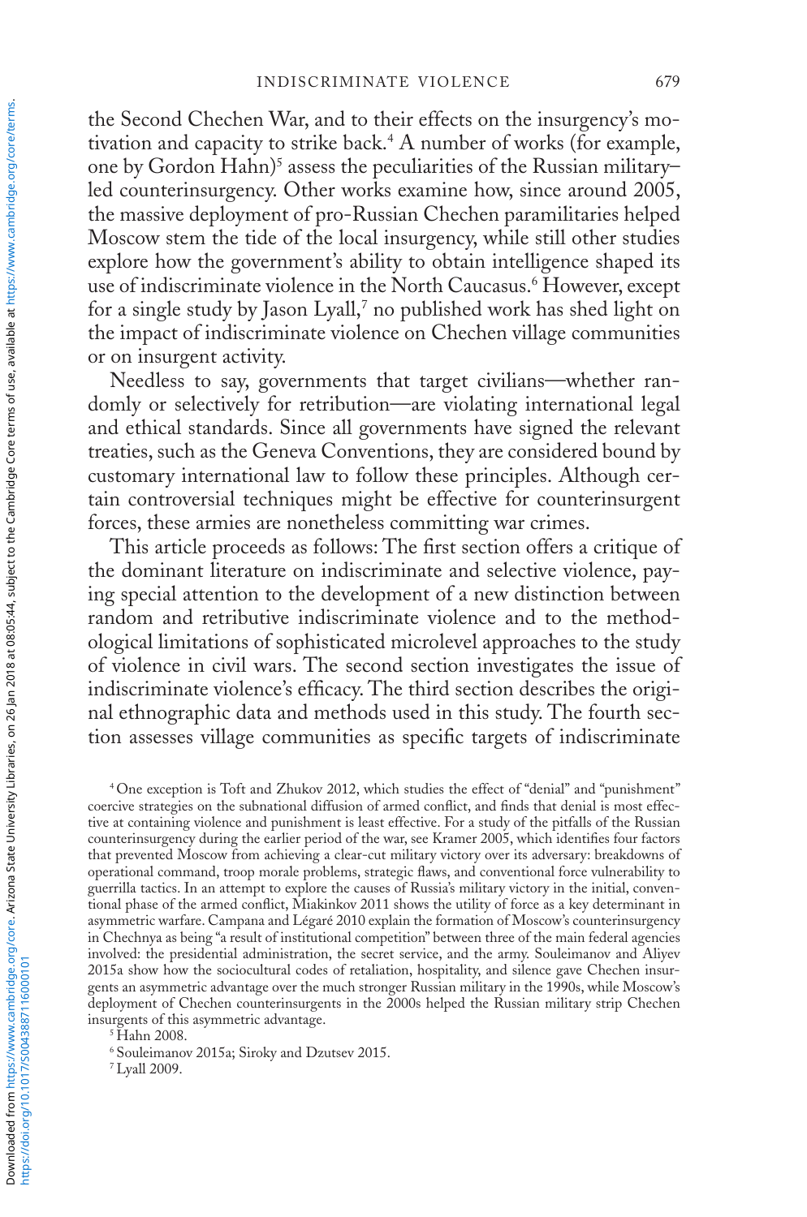the Second Chechen War, and to their effects on the insurgency's motivation and capacity to strike back.[4] A number of works (for example, one by Gordon Hahn)[5] assess the peculiarities of the Russian military–led counterinsurgency. Other works examine how, since around 2005, the massive deployment of pro-Russian Chechen paramilitaries helped Moscow stem the tide of the local insurgency, while still other studies explore how the government's ability to obtain intelligence shaped its use of indiscriminate violence in the North Caucasus.[6] However, except for a single study by Jason Lyall,[7] no published work has shed light on the impact of indiscriminate violence on Chechen village communities or on insurgent activity.

Needless to say, governments that target civilians—whether randomly or selectively for retribution—are violating international legal and ethical standards. Since all governments have signed the relevant treaties, such as the Geneva Conventions, they are considered bound by customary international law to follow these principles. Although certain controversial techniques might be effective for counterinsurgent forces, these armies are nonetheless committing war crimes.

This article proceeds as follows: The first section offers a critique of the dominant literature on indiscriminate and selective violence, paying special attention to the development of a new distinction between random and retributive indiscriminate violence and to the methodological limitations of sophisticated microlevel approaches to the study of violence in civil wars. The second section investigates the issue of indiscriminate violence's efficacy. The third section describes the original ethnographic data and methods used in this study. The fourth section assesses village communities as specific targets of indiscriminate

[4] One exception is Toft and Zhukov 2012, which studies the effect of "denial" and "punishment" coercive strategies on the subnational diffusion of armed conflict, and finds that denial is most effective at containing violence and punishment is least effective. For a study of the pitfalls of the Russian counterinsurgency during the earlier period of the war, see Kramer 2005, which identifies four factors that prevented Moscow from achieving a clear-cut military victory over its adversary: breakdowns of operational command, troop morale problems, strategic flaws, and conventional force vulnerability to guerrilla tactics. In an attempt to explore the causes of Russia's military victory in the initial, conventional phase of the armed conflict, Miakinkov 2011 shows the utility of force as a key determinant in asymmetric warfare. Campana and Légaré 2010 explain the formation of Moscow's counterinsurgency in Chechnya as being "a result of institutional competition" between three of the main federal agencies involved: the presidential administration, the secret service, and the army. Souleimanov and Aliyev 2015a show how the sociocultural codes of retaliation, hospitality, and silence gave Chechen insurgents an asymmetric advantage over the much stronger Russian military in the 1990s, while Moscow's deployment of Chechen counterinsurgents in the 2000s helped the Russian military strip Chechen insurgents of this asymmetric advantage.

[5] Hahn 2008.

[6] Souleimanov 2015a; Siroky and Dzutsev 2015.

[7] Lyall 2009.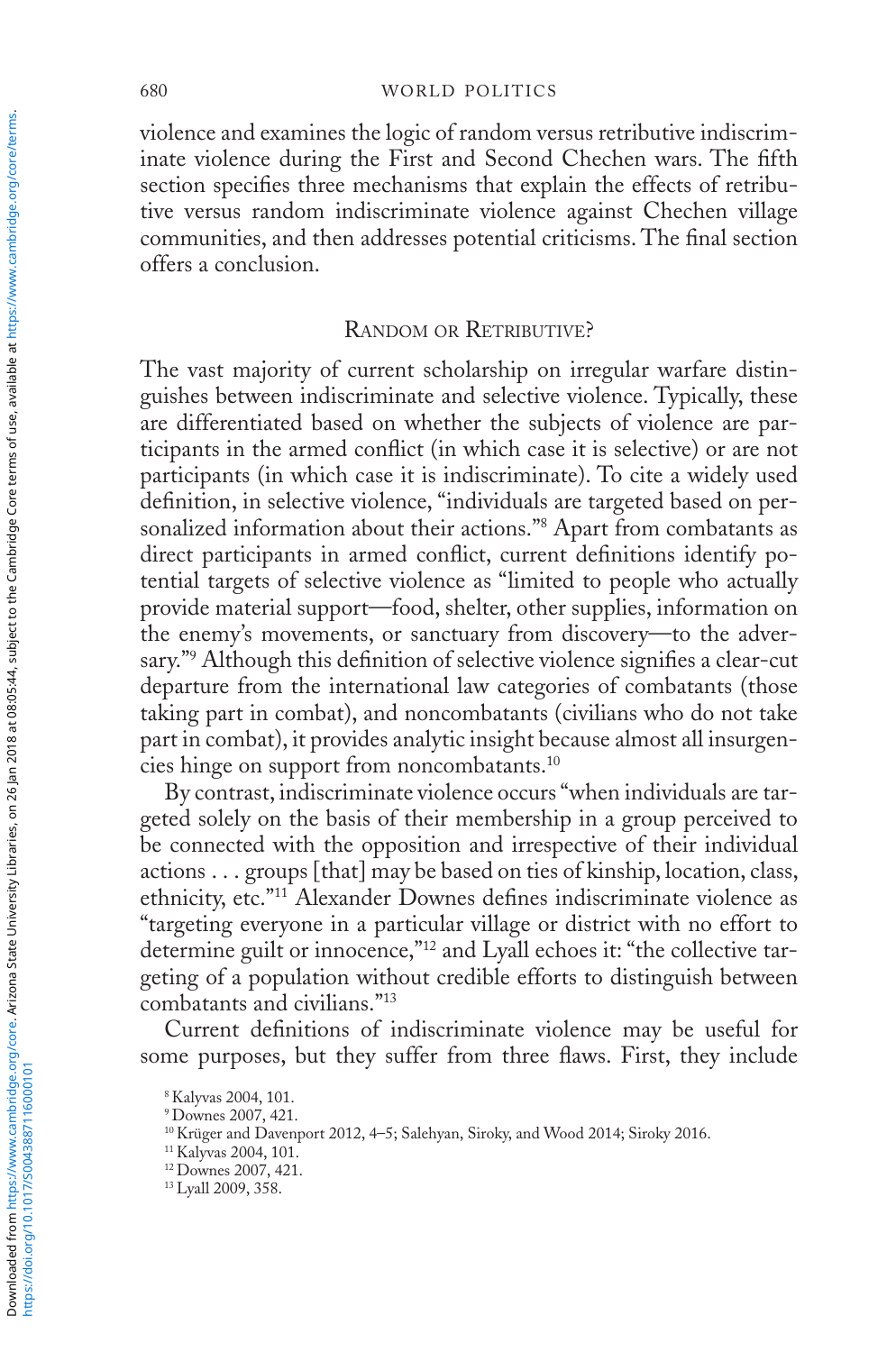violence and examines the logic of random versus retributive indiscriminate violence during the First and Second Chechen wars. The fifth section specifies three mechanisms that explain the effects of retributive versus random indiscriminate violence against Chechen village communities, and then addresses potential criticisms. The final section offers a conclusion.

## Random or Retributive?

The vast majority of current scholarship on irregular warfare distinguishes between indiscriminate and selective violence. Typically, these are differentiated based on whether the subjects of violence are participants in the armed conflict (in which case it is selective) or are not participants (in which case it is indiscriminate). To cite a widely used definition, in selective violence, "individuals are targeted based on personalized information about their actions."[8] Apart from combatants as direct participants in armed conflict, current definitions identify potential targets of selective violence as "limited to people who actually provide material support—food, shelter, other supplies, information on the enemy's movements, or sanctuary from discovery—to the adversary."[9] Although this definition of selective violence signifies a clear-cut departure from the international law categories of combatants (those taking part in combat), and noncombatants (civilians who do not take part in combat), it provides analytic insight because almost all insurgencies hinge on support from noncombatants.[10]

By contrast, indiscriminate violence occurs "when individuals are targeted solely on the basis of their membership in a group perceived to be connected with the opposition and irrespective of their individual actions . . . groups [that] may be based on ties of kinship, location, class, ethnicity, etc."[11] Alexander Downes defines indiscriminate violence as "targeting everyone in a particular village or district with no effort to determine guilt or innocence,"[12] and Lyall echoes it: "the collective targeting of a population without credible efforts to distinguish between combatants and civilians."[13]

Current definitions of indiscriminate violence may be useful for some purposes, but they suffer from three flaws. First, they include

[8] Kalyvas 2004, 101.

[9] Downes 2007, 421.

[10] Krüger and Davenport 2012, 4–5; Salehyan, Siroky, and Wood 2014; Siroky 2016.

[11] Kalyvas 2004, 101.

[12] Downes 2007, 421.

[13] Lyall 2009, 358.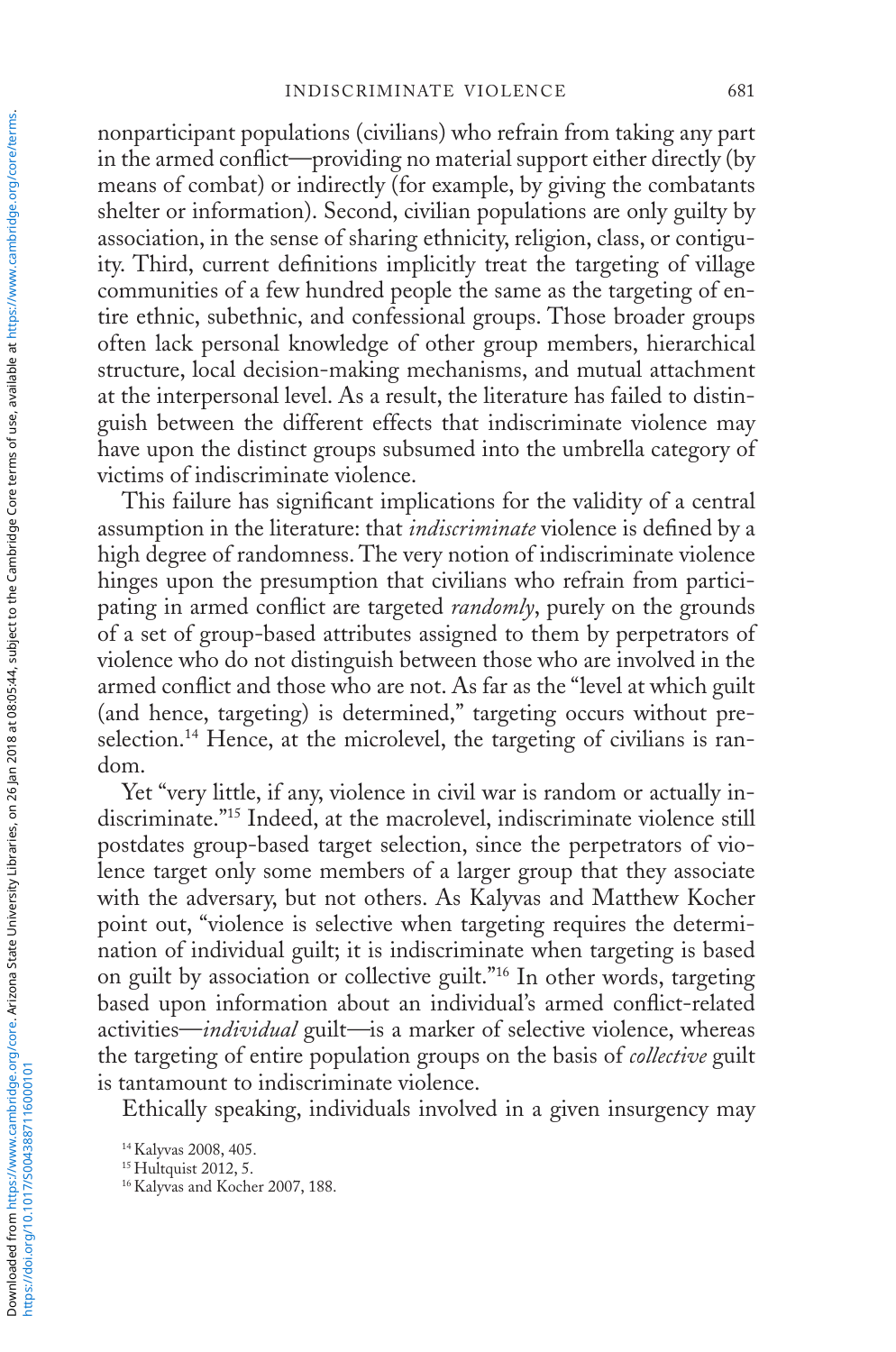nonparticipant populations (civilians) who refrain from taking any part in the armed conflict—providing no material support either directly (by means of combat) or indirectly (for example, by giving the combatants shelter or information). Second, civilian populations are only guilty by association, in the sense of sharing ethnicity, religion, class, or contiguity. Third, current definitions implicitly treat the targeting of village communities of a few hundred people the same as the targeting of entire ethnic, subethnic, and confessional groups. Those broader groups often lack personal knowledge of other group members, hierarchical structure, local decision-making mechanisms, and mutual attachment at the interpersonal level. As a result, the literature has failed to distinguish between the different effects that indiscriminate violence may have upon the distinct groups subsumed into the umbrella category of victims of indiscriminate violence.

This failure has significant implications for the validity of a central assumption in the literature: that *indiscriminate* violence is defined by a high degree of randomness. The very notion of indiscriminate violence hinges upon the presumption that civilians who refrain from participating in armed conflict are targeted *randomly*, purely on the grounds of a set of group-based attributes assigned to them by perpetrators of violence who do not distinguish between those who are involved in the armed conflict and those who are not. As far as the "level at which guilt (and hence, targeting) is determined," targeting occurs without preselection.[14] Hence, at the microlevel, the targeting of civilians is random.

Yet "very little, if any, violence in civil war is random or actually indiscriminate."[15] Indeed, at the macrolevel, indiscriminate violence still postdates group-based target selection, since the perpetrators of violence target only some members of a larger group that they associate with the adversary, but not others. As Kalyvas and Matthew Kocher point out, "violence is selective when targeting requires the determination of individual guilt; it is indiscriminate when targeting is based on guilt by association or collective guilt."[16] In other words, targeting based upon information about an individual's armed conflict-related activities—*individual* guilt—is a marker of selective violence, whereas the targeting of entire population groups on the basis of *collective* guilt is tantamount to indiscriminate violence.

Ethically speaking, individuals involved in a given insurgency may

[14] Kalyvas 2008, 405.
[15] Hultquist 2012, 5.
[16] Kalyvas and Kocher 2007, 188.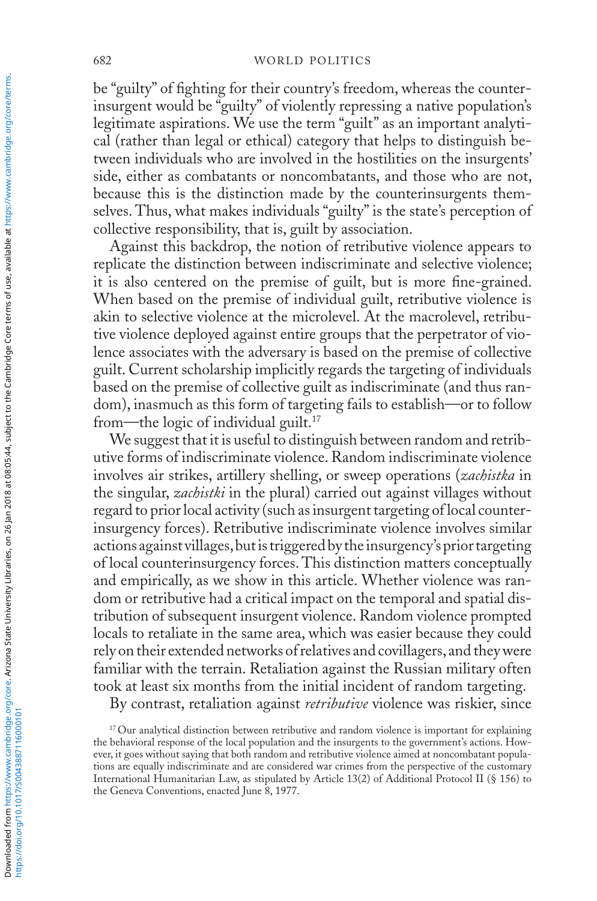be "guilty" of fighting for their country's freedom, whereas the counterinsurgent would be "guilty" of violently repressing a native population's legitimate aspirations. We use the term "guilt" as an important analytical (rather than legal or ethical) category that helps to distinguish between individuals who are involved in the hostilities on the insurgents' side, either as combatants or noncombatants, and those who are not, because this is the distinction made by the counterinsurgents themselves. Thus, what makes individuals "guilty" is the state's perception of collective responsibility, that is, guilt by association.

Against this backdrop, the notion of retributive violence appears to replicate the distinction between indiscriminate and selective violence; it is also centered on the premise of guilt, but is more fine-grained. When based on the premise of individual guilt, retributive violence is akin to selective violence at the microlevel. At the macrolevel, retributive violence deployed against entire groups that the perpetrator of violence associates with the adversary is based on the premise of collective guilt. Current scholarship implicitly regards the targeting of individuals based on the premise of collective guilt as indiscriminate (and thus random), inasmuch as this form of targeting fails to establish—or to follow from—the logic of individual guilt.[17]

We suggest that it is useful to distinguish between random and retributive forms of indiscriminate violence. Random indiscriminate violence involves air strikes, artillery shelling, or sweep operations (*zachistka* in the singular, *zachistki* in the plural) carried out against villages without regard to prior local activity (such as insurgent targeting of local counterinsurgency forces). Retributive indiscriminate violence involves similar actions against villages, but is triggered by the insurgency's prior targeting of local counterinsurgency forces. This distinction matters conceptually and empirically, as we show in this article. Whether violence was random or retributive had a critical impact on the temporal and spatial distribution of subsequent insurgent violence. Random violence prompted locals to retaliate in the same area, which was easier because they could rely on their extended networks of relatives and covillagers, and they were familiar with the terrain. Retaliation against the Russian military often took at least six months from the initial incident of random targeting.

By contrast, retaliation against *retributive* violence was riskier, since

[17] Our analytical distinction between retributive and random violence is important for explaining the behavioral response of the local population and the insurgents to the government's actions. However, it goes without saying that both random and retributive violence aimed at noncombatant populations are equally indiscriminate and are considered war crimes from the perspective of the customary International Humanitarian Law, as stipulated by Article 13(2) of Additional Protocol II (§ 156) to the Geneva Conventions, enacted June 8, 1977.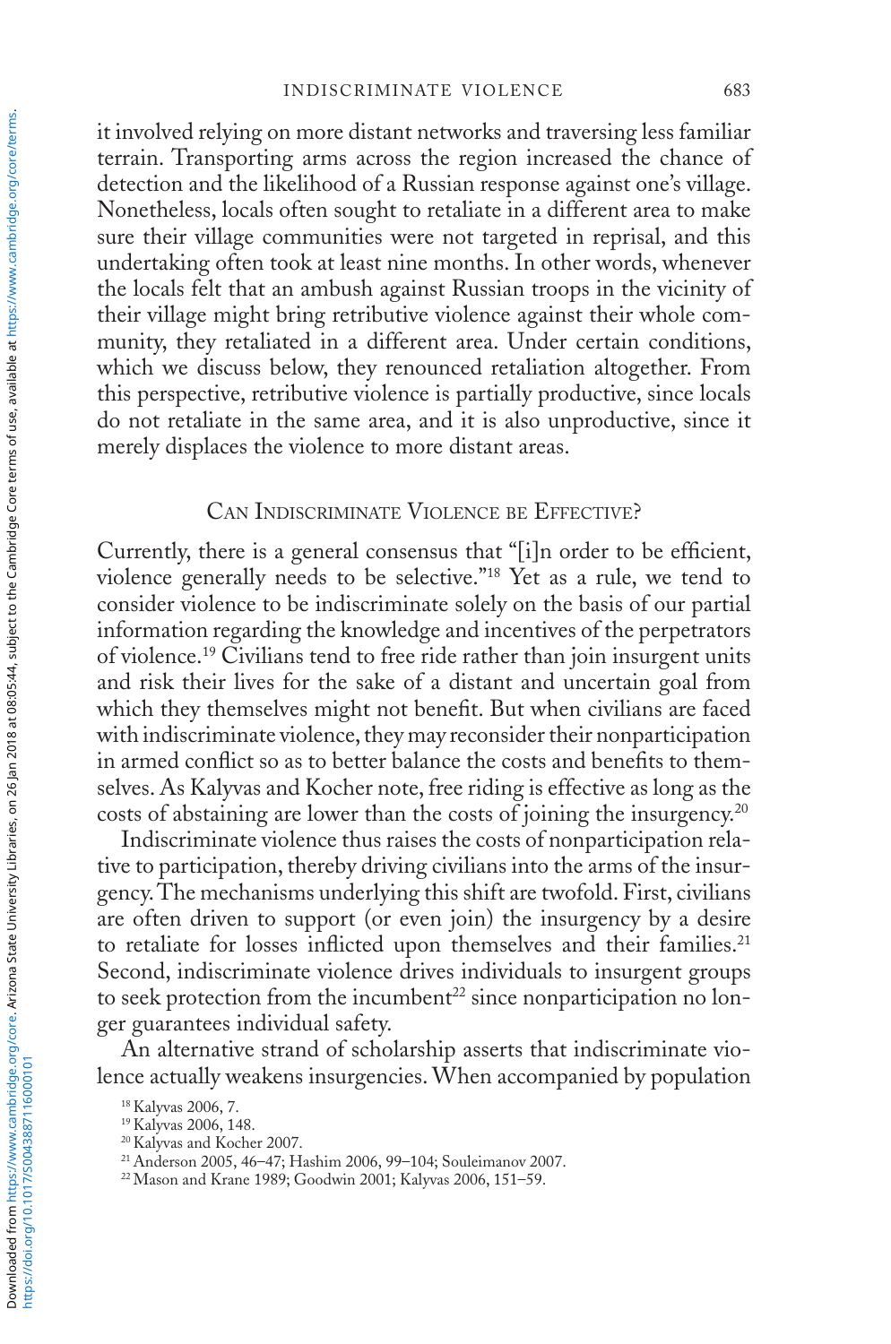it involved relying on more distant networks and traversing less familiar terrain. Transporting arms across the region increased the chance of detection and the likelihood of a Russian response against one's village. Nonetheless, locals often sought to retaliate in a different area to make sure their village communities were not targeted in reprisal, and this undertaking often took at least nine months. In other words, whenever the locals felt that an ambush against Russian troops in the vicinity of their village might bring retributive violence against their whole community, they retaliated in a different area. Under certain conditions, which we discuss below, they renounced retaliation altogether. From this perspective, retributive violence is partially productive, since locals do not retaliate in the same area, and it is also unproductive, since it merely displaces the violence to more distant areas.

## Can Indiscriminate Violence be Effective?

Currently, there is a general consensus that "[i]n order to be efficient, violence generally needs to be selective."[18] Yet as a rule, we tend to consider violence to be indiscriminate solely on the basis of our partial information regarding the knowledge and incentives of the perpetrators of violence.[19] Civilians tend to free ride rather than join insurgent units and risk their lives for the sake of a distant and uncertain goal from which they themselves might not benefit. But when civilians are faced with indiscriminate violence, they may reconsider their nonparticipation in armed conflict so as to better balance the costs and benefits to themselves. As Kalyvas and Kocher note, free riding is effective as long as the costs of abstaining are lower than the costs of joining the insurgency.[20]

Indiscriminate violence thus raises the costs of nonparticipation relative to participation, thereby driving civilians into the arms of the insurgency. The mechanisms underlying this shift are twofold. First, civilians are often driven to support (or even join) the insurgency by a desire to retaliate for losses inflicted upon themselves and their families.[21] Second, indiscriminate violence drives individuals to insurgent groups to seek protection from the incumbent[22] since nonparticipation no longer guarantees individual safety.

An alternative strand of scholarship asserts that indiscriminate violence actually weakens insurgencies. When accompanied by population

[18] Kalyvas 2006, 7.

[19] Kalyvas 2006, 148.

[20] Kalyvas and Kocher 2007.

[21] Anderson 2005, 46–47; Hashim 2006, 99–104; Souleimanov 2007.

[22] Mason and Krane 1989; Goodwin 2001; Kalyvas 2006, 151–59.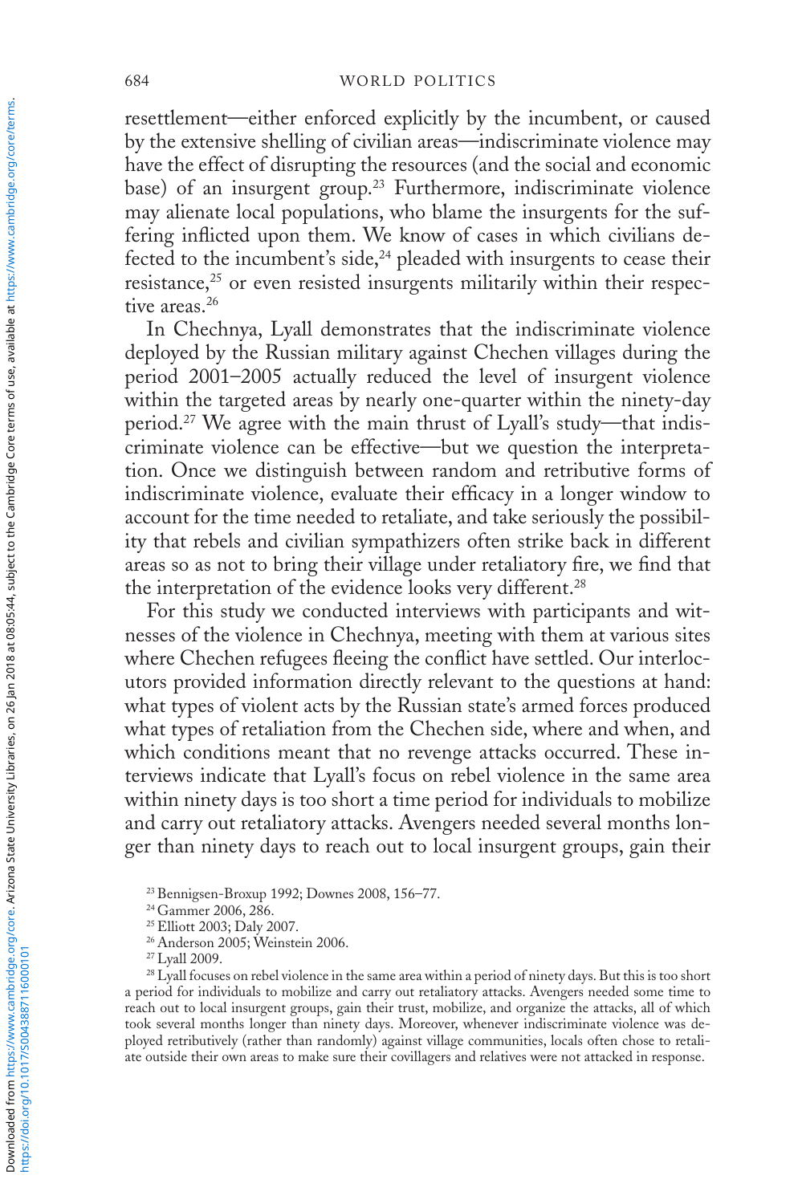resettlement—either enforced explicitly by the incumbent, or caused by the extensive shelling of civilian areas—indiscriminate violence may have the effect of disrupting the resources (and the social and economic base) of an insurgent group.[23] Furthermore, indiscriminate violence may alienate local populations, who blame the insurgents for the suffering inflicted upon them. We know of cases in which civilians defected to the incumbent's side,[24] pleaded with insurgents to cease their resistance,[25] or even resisted insurgents militarily within their respective areas.[26]

In Chechnya, Lyall demonstrates that the indiscriminate violence deployed by the Russian military against Chechen villages during the period 2001–2005 actually reduced the level of insurgent violence within the targeted areas by nearly one-quarter within the ninety-day period.[27] We agree with the main thrust of Lyall's study—that indiscriminate violence can be effective—but we question the interpretation. Once we distinguish between random and retributive forms of indiscriminate violence, evaluate their efficacy in a longer window to account for the time needed to retaliate, and take seriously the possibility that rebels and civilian sympathizers often strike back in different areas so as not to bring their village under retaliatory fire, we find that the interpretation of the evidence looks very different.[28]

For this study we conducted interviews with participants and witnesses of the violence in Chechnya, meeting with them at various sites where Chechen refugees fleeing the conflict have settled. Our interlocutors provided information directly relevant to the questions at hand: what types of violent acts by the Russian state's armed forces produced what types of retaliation from the Chechen side, where and when, and which conditions meant that no revenge attacks occurred. These interviews indicate that Lyall's focus on rebel violence in the same area within ninety days is too short a time period for individuals to mobilize and carry out retaliatory attacks. Avengers needed several months longer than ninety days to reach out to local insurgent groups, gain their

[23] Bennigsen-Broxup 1992; Downes 2008, 156–77.

[24] Gammer 2006, 286.

[25] Elliott 2003; Daly 2007.

[26] Anderson 2005; Weinstein 2006.

[27] Lyall 2009.

[28] Lyall focuses on rebel violence in the same area within a period of ninety days. But this is too short a period for individuals to mobilize and carry out retaliatory attacks. Avengers needed some time to reach out to local insurgent groups, gain their trust, mobilize, and organize the attacks, all of which took several months longer than ninety days. Moreover, whenever indiscriminate violence was deployed retributively (rather than randomly) against village communities, locals often chose to retaliate outside their own areas to make sure their covillagers and relatives were not attacked in response.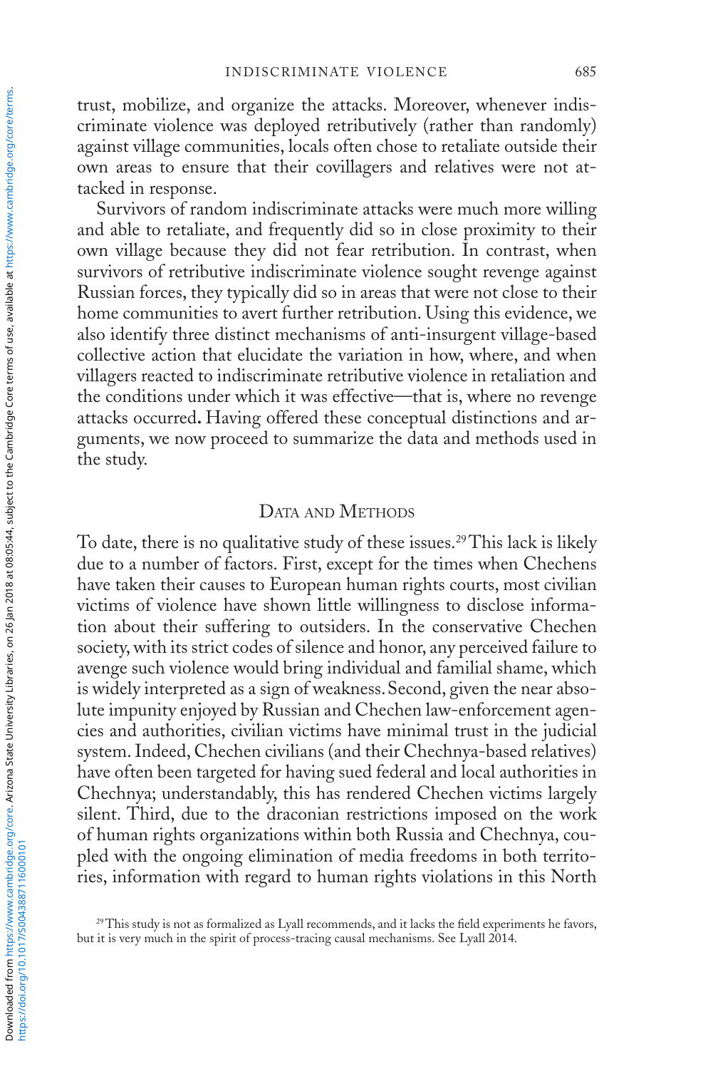trust, mobilize, and organize the attacks. Moreover, whenever indiscriminate violence was deployed retributively (rather than randomly) against village communities, locals often chose to retaliate outside their own areas to ensure that their covillagers and relatives were not attacked in response.

Survivors of random indiscriminate attacks were much more willing and able to retaliate, and frequently did so in close proximity to their own village because they did not fear retribution. In contrast, when survivors of retributive indiscriminate violence sought revenge against Russian forces, they typically did so in areas that were not close to their home communities to avert further retribution. Using this evidence, we also identify three distinct mechanisms of anti-insurgent village-based collective action that elucidate the variation in how, where, and when villagers reacted to indiscriminate retributive violence in retaliation and the conditions under which it was effective—that is, where no revenge attacks occurred. Having offered these conceptual distinctions and arguments, we now proceed to summarize the data and methods used in the study.

## Data and Methods

To date, there is no qualitative study of these issues.[29] This lack is likely due to a number of factors. First, except for the times when Chechens have taken their causes to European human rights courts, most civilian victims of violence have shown little willingness to disclose information about their suffering to outsiders. In the conservative Chechen society, with its strict codes of silence and honor, any perceived failure to avenge such violence would bring individual and familial shame, which is widely interpreted as a sign of weakness. Second, given the near absolute impunity enjoyed by Russian and Chechen law-enforcement agencies and authorities, civilian victims have minimal trust in the judicial system. Indeed, Chechen civilians (and their Chechnya-based relatives) have often been targeted for having sued federal and local authorities in Chechnya; understandably, this has rendered Chechen victims largely silent. Third, due to the draconian restrictions imposed on the work of human rights organizations within both Russia and Chechnya, coupled with the ongoing elimination of media freedoms in both territories, information with regard to human rights violations in this North

[29] This study is not as formalized as Lyall recommends, and it lacks the field experiments he favors, but it is very much in the spirit of process-tracing causal mechanisms. See Lyall 2014.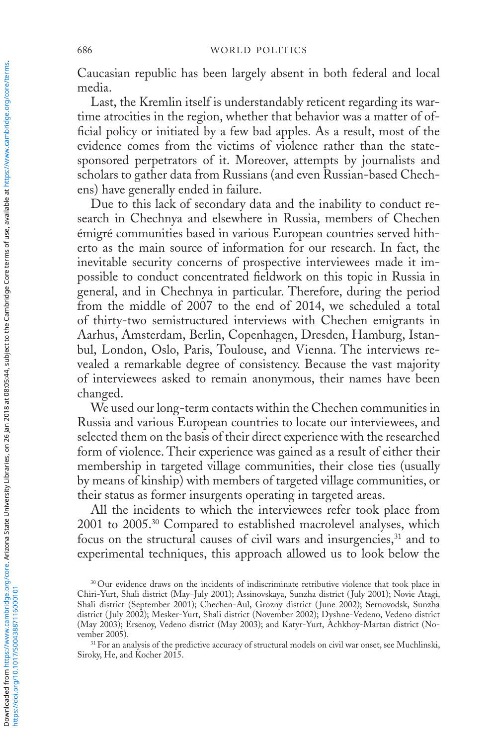Caucasian republic has been largely absent in both federal and local media.

Last, the Kremlin itself is understandably reticent regarding its wartime atrocities in the region, whether that behavior was a matter of official policy or initiated by a few bad apples. As a result, most of the evidence comes from the victims of violence rather than the state-sponsored perpetrators of it. Moreover, attempts by journalists and scholars to gather data from Russians (and even Russian-based Chechens) have generally ended in failure.

Due to this lack of secondary data and the inability to conduct research in Chechnya and elsewhere in Russia, members of Chechen émigré communities based in various European countries served hitherto as the main source of information for our research. In fact, the inevitable security concerns of prospective interviewees made it impossible to conduct concentrated fieldwork on this topic in Russia in general, and in Chechnya in particular. Therefore, during the period from the middle of 2007 to the end of 2014, we scheduled a total of thirty-two semistructured interviews with Chechen emigrants in Aarhus, Amsterdam, Berlin, Copenhagen, Dresden, Hamburg, Istanbul, London, Oslo, Paris, Toulouse, and Vienna. The interviews revealed a remarkable degree of consistency. Because the vast majority of interviewees asked to remain anonymous, their names have been changed.

We used our long-term contacts within the Chechen communities in Russia and various European countries to locate our interviewees, and selected them on the basis of their direct experience with the researched form of violence. Their experience was gained as a result of either their membership in targeted village communities, their close ties (usually by means of kinship) with members of targeted village communities, or their status as former insurgents operating in targeted areas.

All the incidents to which the interviewees refer took place from 2001 to 2005.[30] Compared to established macrolevel analyses, which focus on the structural causes of civil wars and insurgencies,[31] and to experimental techniques, this approach allowed us to look below the

[30] Our evidence draws on the incidents of indiscriminate retributive violence that took place in Chiri-Yurt, Shali district (May–July 2001); Assinovskaya, Sunzha district (July 2001); Novie Atagi, Shali district (September 2001); Chechen-Aul, Grozny district (June 2002); Sernovodsk, Sunzha district (July 2002); Mesker-Yurt, Shali district (November 2002); Dyshne-Vedeno, Vedeno district (May 2003); Ersenoy, Vedeno district (May 2003); and Katyr-Yurt, Achkhoy-Martan district (November 2005).

[31] For an analysis of the predictive accuracy of structural models on civil war onset, see Muchlinski, Siroky, He, and Kocher 2015.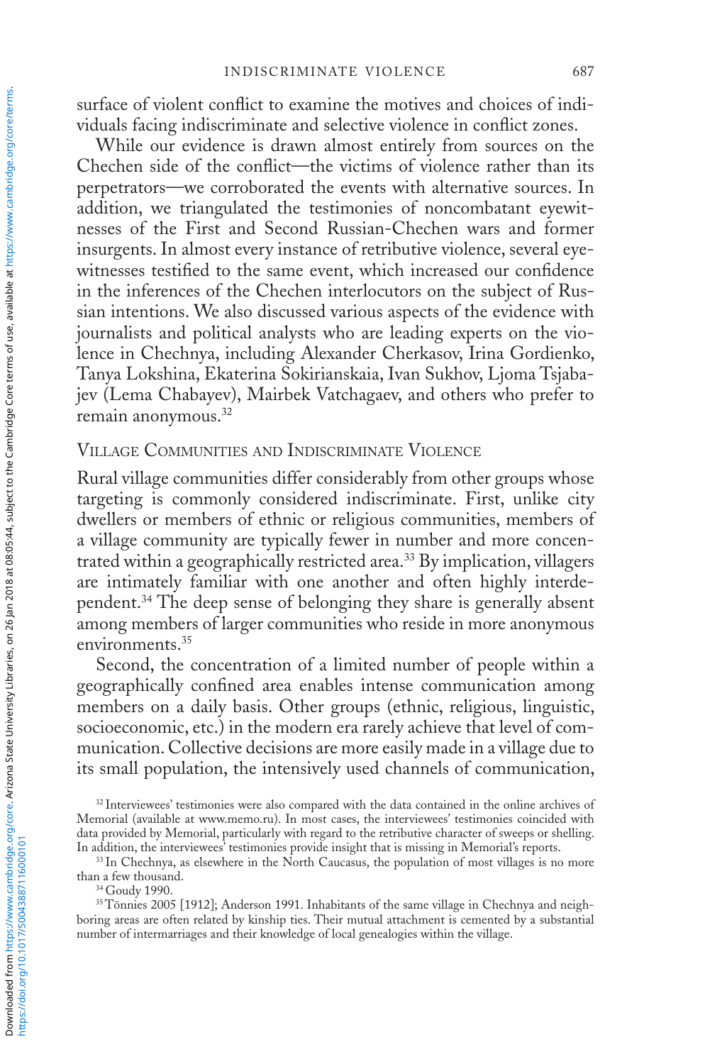surface of violent conflict to examine the motives and choices of individuals facing indiscriminate and selective violence in conflict zones.

While our evidence is drawn almost entirely from sources on the Chechen side of the conflict—the victims of violence rather than its perpetrators—we corroborated the events with alternative sources. In addition, we triangulated the testimonies of noncombatant eyewitnesses of the First and Second Russian-Chechen wars and former insurgents. In almost every instance of retributive violence, several eyewitnesses testified to the same event, which increased our confidence in the inferences of the Chechen interlocutors on the subject of Russian intentions. We also discussed various aspects of the evidence with journalists and political analysts who are leading experts on the violence in Chechnya, including Alexander Cherkasov, Irina Gordienko, Tanya Lokshina, Ekaterina Sokirianskaia, Ivan Sukhov, Ljoma Tsjabajev (Lema Chabayev), Mairbek Vatchagaev, and others who prefer to remain anonymous.[32]

## Village Communities and Indiscriminate Violence

Rural village communities differ considerably from other groups whose targeting is commonly considered indiscriminate. First, unlike city dwellers or members of ethnic or religious communities, members of a village community are typically fewer in number and more concentrated within a geographically restricted area.[33] By implication, villagers are intimately familiar with one another and often highly interdependent.[34] The deep sense of belonging they share is generally absent among members of larger communities who reside in more anonymous environments.[35]

Second, the concentration of a limited number of people within a geographically confined area enables intense communication among members on a daily basis. Other groups (ethnic, religious, linguistic, socioeconomic, etc.) in the modern era rarely achieve that level of communication. Collective decisions are more easily made in a village due to its small population, the intensively used channels of communication,

[32] Interviewees' testimonies were also compared with the data contained in the online archives of Memorial (available at www.memo.ru). In most cases, the interviewees' testimonies coincided with data provided by Memorial, particularly with regard to the retributive character of sweeps or shelling. In addition, the interviewees' testimonies provide insight that is missing in Memorial's reports.

[33] In Chechnya, as elsewhere in the North Caucasus, the population of most villages is no more than a few thousand.

[34] Goudy 1990.

[35] Tönnies 2005 [1912]; Anderson 1991. Inhabitants of the same village in Chechnya and neighboring areas are often related by kinship ties. Their mutual attachment is cemented by a substantial number of intermarriages and their knowledge of local genealogies within the village.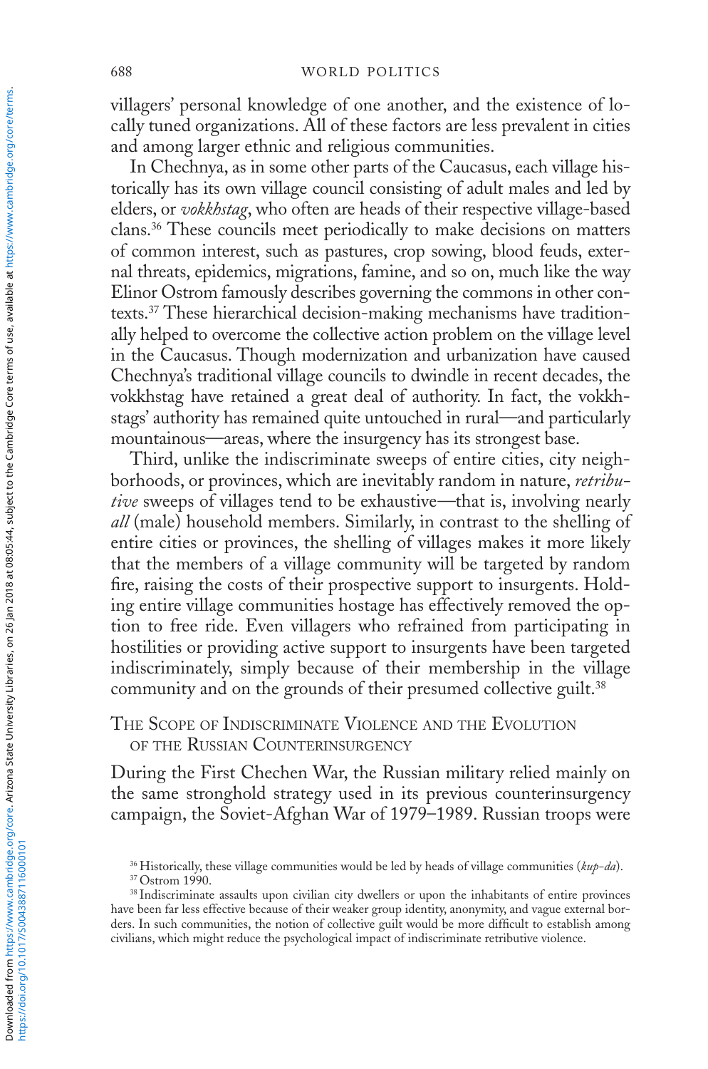villagers' personal knowledge of one another, and the existence of locally tuned organizations. All of these factors are less prevalent in cities and among larger ethnic and religious communities.

In Chechnya, as in some other parts of the Caucasus, each village historically has its own village council consisting of adult males and led by elders, or *vokkhstag*, who often are heads of their respective village-based clans.[36] These councils meet periodically to make decisions on matters of common interest, such as pastures, crop sowing, blood feuds, external threats, epidemics, migrations, famine, and so on, much like the way Elinor Ostrom famously describes governing the commons in other contexts.[37] These hierarchical decision-making mechanisms have traditionally helped to overcome the collective action problem on the village level in the Caucasus. Though modernization and urbanization have caused Chechnya's traditional village councils to dwindle in recent decades, the vokkhstag have retained a great deal of authority. In fact, the vokkhstags' authority has remained quite untouched in rural—and particularly mountainous—areas, where the insurgency has its strongest base.

Third, unlike the indiscriminate sweeps of entire cities, city neighborhoods, or provinces, which are inevitably random in nature, *retributive* sweeps of villages tend to be exhaustive—that is, involving nearly *all* (male) household members. Similarly, in contrast to the shelling of entire cities or provinces, the shelling of villages makes it more likely that the members of a village community will be targeted by random fire, raising the costs of their prospective support to insurgents. Holding entire village communities hostage has effectively removed the option to free ride. Even villagers who refrained from participating in hostilities or providing active support to insurgents have been targeted indiscriminately, simply because of their membership in the village community and on the grounds of their presumed collective guilt.[38]

## The Scope of Indiscriminate Violence and the Evolution of the Russian Counterinsurgency

During the First Chechen War, the Russian military relied mainly on the same stronghold strategy used in its previous counterinsurgency campaign, the Soviet-Afghan War of 1979–1989. Russian troops were

---

[36] Historically, these village communities would be led by heads of village communities (*kup-da*).

[37] Ostrom 1990.

[38] Indiscriminate assaults upon civilian city dwellers or upon the inhabitants of entire provinces have been far less effective because of their weaker group identity, anonymity, and vague external borders. In such communities, the notion of collective guilt would be more difficult to establish among civilians, which might reduce the psychological impact of indiscriminate retributive violence.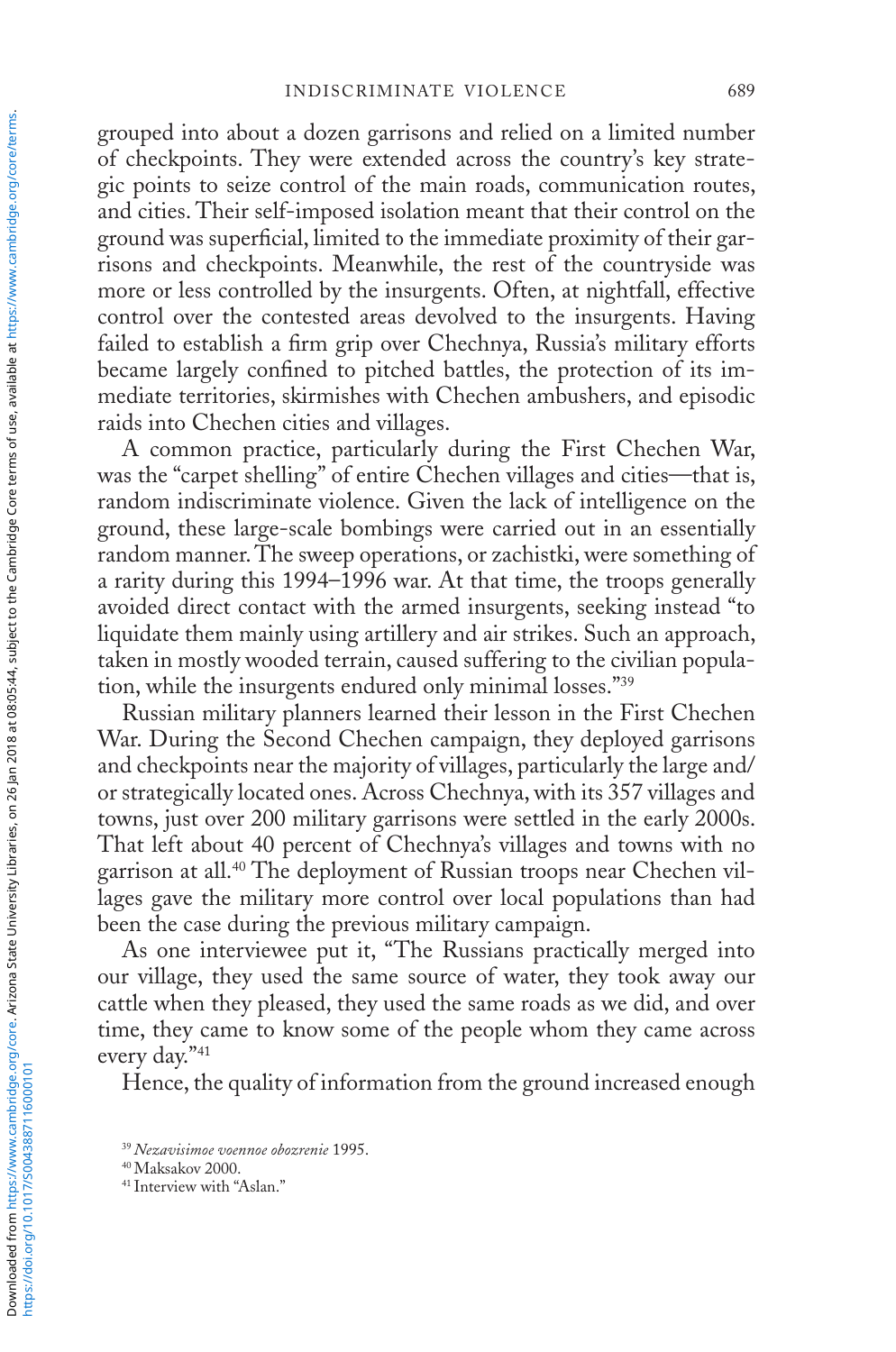grouped into about a dozen garrisons and relied on a limited number of checkpoints. They were extended across the country's key strategic points to seize control of the main roads, communication routes, and cities. Their self-imposed isolation meant that their control on the ground was superficial, limited to the immediate proximity of their garrisons and checkpoints. Meanwhile, the rest of the countryside was more or less controlled by the insurgents. Often, at nightfall, effective control over the contested areas devolved to the insurgents. Having failed to establish a firm grip over Chechnya, Russia's military efforts became largely confined to pitched battles, the protection of its immediate territories, skirmishes with Chechen ambushers, and episodic raids into Chechen cities and villages.

A common practice, particularly during the First Chechen War, was the "carpet shelling" of entire Chechen villages and cities—that is, random indiscriminate violence. Given the lack of intelligence on the ground, these large-scale bombings were carried out in an essentially random manner. The sweep operations, or zachistki, were something of a rarity during this 1994–1996 war. At that time, the troops generally avoided direct contact with the armed insurgents, seeking instead "to liquidate them mainly using artillery and air strikes. Such an approach, taken in mostly wooded terrain, caused suffering to the civilian population, while the insurgents endured only minimal losses."[39]

Russian military planners learned their lesson in the First Chechen War. During the Second Chechen campaign, they deployed garrisons and checkpoints near the majority of villages, particularly the large and/or strategically located ones. Across Chechnya, with its 357 villages and towns, just over 200 military garrisons were settled in the early 2000s. That left about 40 percent of Chechnya's villages and towns with no garrison at all.[40] The deployment of Russian troops near Chechen villages gave the military more control over local populations than had been the case during the previous military campaign.

As one interviewee put it, "The Russians practically merged into our village, they used the same source of water, they took away our cattle when they pleased, they used the same roads as we did, and over time, they came to know some of the people whom they came across every day."[41]

Hence, the quality of information from the ground increased enough

[39] *Nezavisimoe voennoe obozrenie* 1995.

[40] Maksakov 2000.

[41] Interview with "Aslan."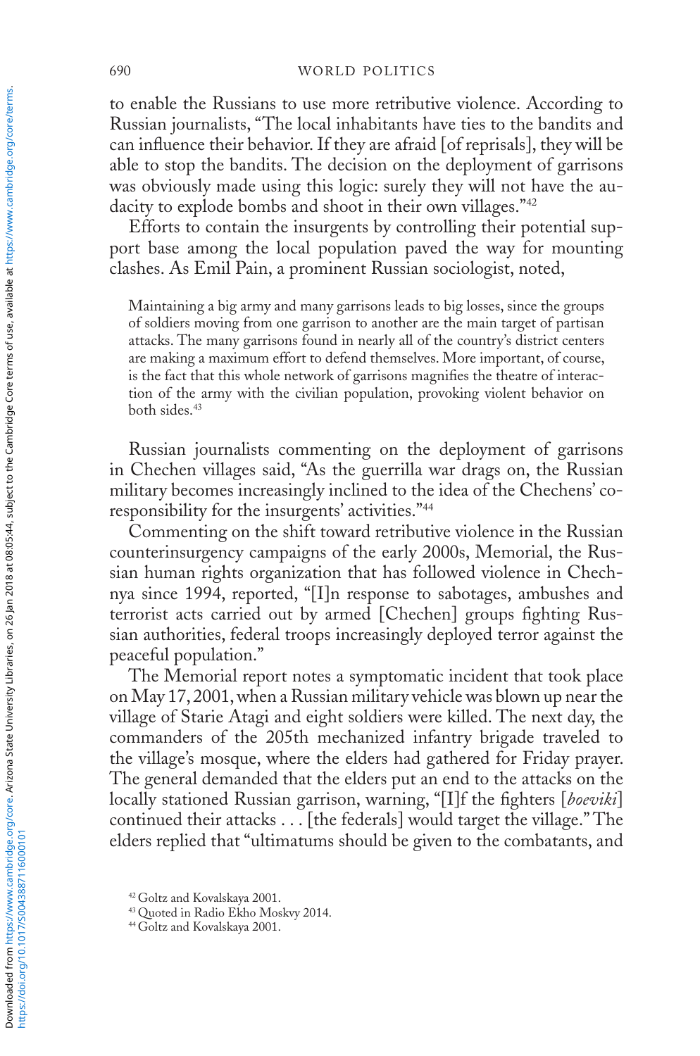to enable the Russians to use more retributive violence. According to Russian journalists, "The local inhabitants have ties to the bandits and can influence their behavior. If they are afraid [of reprisals], they will be able to stop the bandits. The decision on the deployment of garrisons was obviously made using this logic: surely they will not have the audacity to explode bombs and shoot in their own villages."[42]

Efforts to contain the insurgents by controlling their potential support base among the local population paved the way for mounting clashes. As Emil Pain, a prominent Russian sociologist, noted,

> Maintaining a big army and many garrisons leads to big losses, since the groups of soldiers moving from one garrison to another are the main target of partisan attacks. The many garrisons found in nearly all of the country's district centers are making a maximum effort to defend themselves. More important, of course, is the fact that this whole network of garrisons magnifies the theatre of interaction of the army with the civilian population, provoking violent behavior on both sides.[43]

Russian journalists commenting on the deployment of garrisons in Chechen villages said, "As the guerrilla war drags on, the Russian military becomes increasingly inclined to the idea of the Chechens' co-responsibility for the insurgents' activities."[44]

Commenting on the shift toward retributive violence in the Russian counterinsurgency campaigns of the early 2000s, Memorial, the Russian human rights organization that has followed violence in Chechnya since 1994, reported, "[I]n response to sabotages, ambushes and terrorist acts carried out by armed [Chechen] groups fighting Russian authorities, federal troops increasingly deployed terror against the peaceful population."

The Memorial report notes a symptomatic incident that took place on May 17, 2001, when a Russian military vehicle was blown up near the village of Starie Atagi and eight soldiers were killed. The next day, the commanders of the 205th mechanized infantry brigade traveled to the village's mosque, where the elders had gathered for Friday prayer. The general demanded that the elders put an end to the attacks on the locally stationed Russian garrison, warning, "[I]f the fighters [*boeviki*] continued their attacks . . . [the federals] would target the village." The elders replied that "ultimatums should be given to the combatants, and

[42] Goltz and Kovalskaya 2001.

[43] Quoted in Radio Ekho Moskvy 2014.

[44] Goltz and Kovalskaya 2001.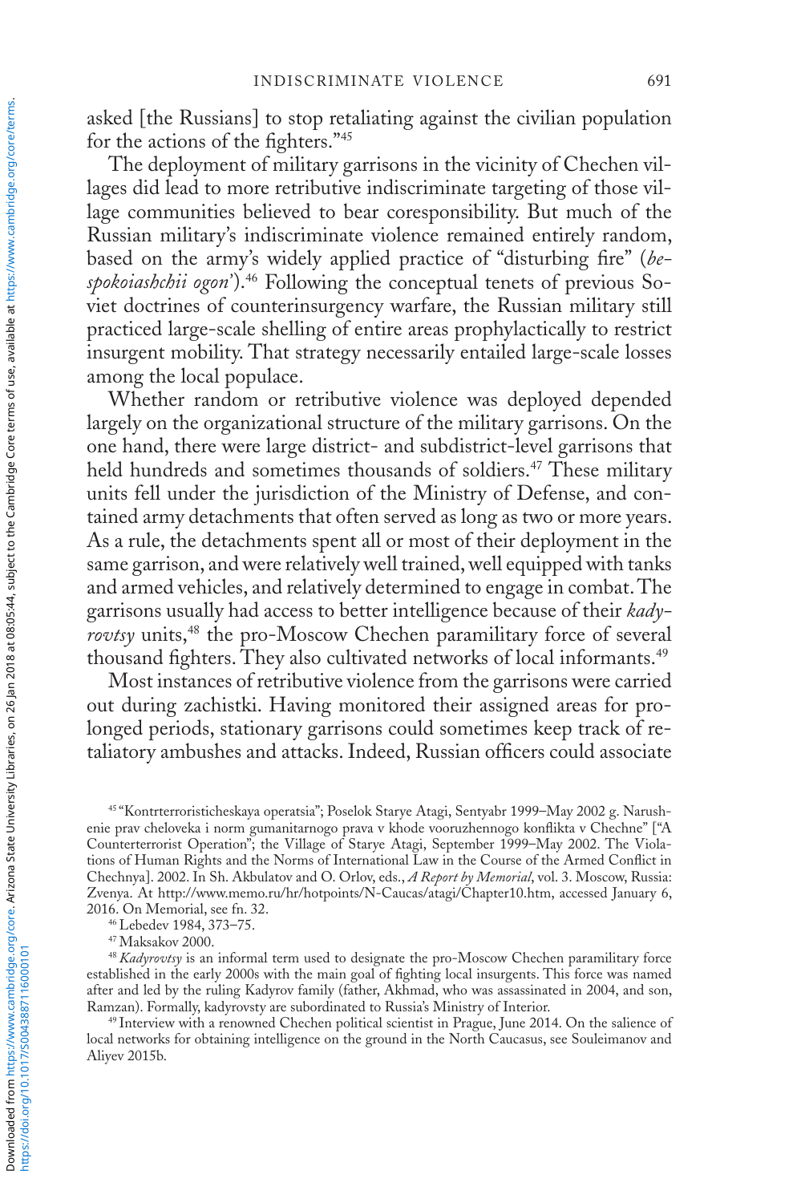asked [the Russians] to stop retaliating against the civilian population for the actions of the fighters."[45]

The deployment of military garrisons in the vicinity of Chechen villages did lead to more retributive indiscriminate targeting of those village communities believed to bear coresponsibility. But much of the Russian military's indiscriminate violence remained entirely random, based on the army's widely applied practice of "disturbing fire" (*bespokoiashchii ogon'*).[46] Following the conceptual tenets of previous Soviet doctrines of counterinsurgency warfare, the Russian military still practiced large-scale shelling of entire areas prophylactically to restrict insurgent mobility. That strategy necessarily entailed large-scale losses among the local populace.

Whether random or retributive violence was deployed depended largely on the organizational structure of the military garrisons. On the one hand, there were large district- and subdistrict-level garrisons that held hundreds and sometimes thousands of soldiers.[47] These military units fell under the jurisdiction of the Ministry of Defense, and contained army detachments that often served as long as two or more years. As a rule, the detachments spent all or most of their deployment in the same garrison, and were relatively well trained, well equipped with tanks and armed vehicles, and relatively determined to engage in combat. The garrisons usually had access to better intelligence because of their *kadyrovtsy* units,[48] the pro-Moscow Chechen paramilitary force of several thousand fighters. They also cultivated networks of local informants.[49]

Most instances of retributive violence from the garrisons were carried out during zachistki. Having monitored their assigned areas for prolonged periods, stationary garrisons could sometimes keep track of retaliatory ambushes and attacks. Indeed, Russian officers could associate

[45] "Kontrterroristicheskaya operatsia"; Poselok Starye Atagi, Sentyabr 1999–May 2002 g. Narushenie prav cheloveka i norm gumanitarnogo prava v khode vooruzhennogo konflikta v Chechne" ["A Counterterrorist Operation"; the Village of Starye Atagi, September 1999–May 2002. The Violations of Human Rights and the Norms of International Law in the Course of the Armed Conflict in Chechnya]. 2002. In Sh. Akbulatov and O. Orlov, eds., *A Report by Memorial*, vol. 3. Moscow, Russia: Zvenya. At http://www.memo.ru/hr/hotpoints/N-Caucas/atagi/Chapter10.htm, accessed January 6, 2016. On Memorial, see fn. 32.

[46] Lebedev 1984, 373–75.

[47] Maksakov 2000.

[48] *Kadyrovtsy* is an informal term used to designate the pro-Moscow Chechen paramilitary force established in the early 2000s with the main goal of fighting local insurgents. This force was named after and led by the ruling Kadyrov family (father, Akhmad, who was assassinated in 2004, and son, Ramzan). Formally, kadyrovsty are subordinated to Russia's Ministry of Interior.

[49] Interview with a renowned Chechen political scientist in Prague, June 2014. On the salience of local networks for obtaining intelligence on the ground in the North Caucasus, see Souleimanov and Aliyev 2015b.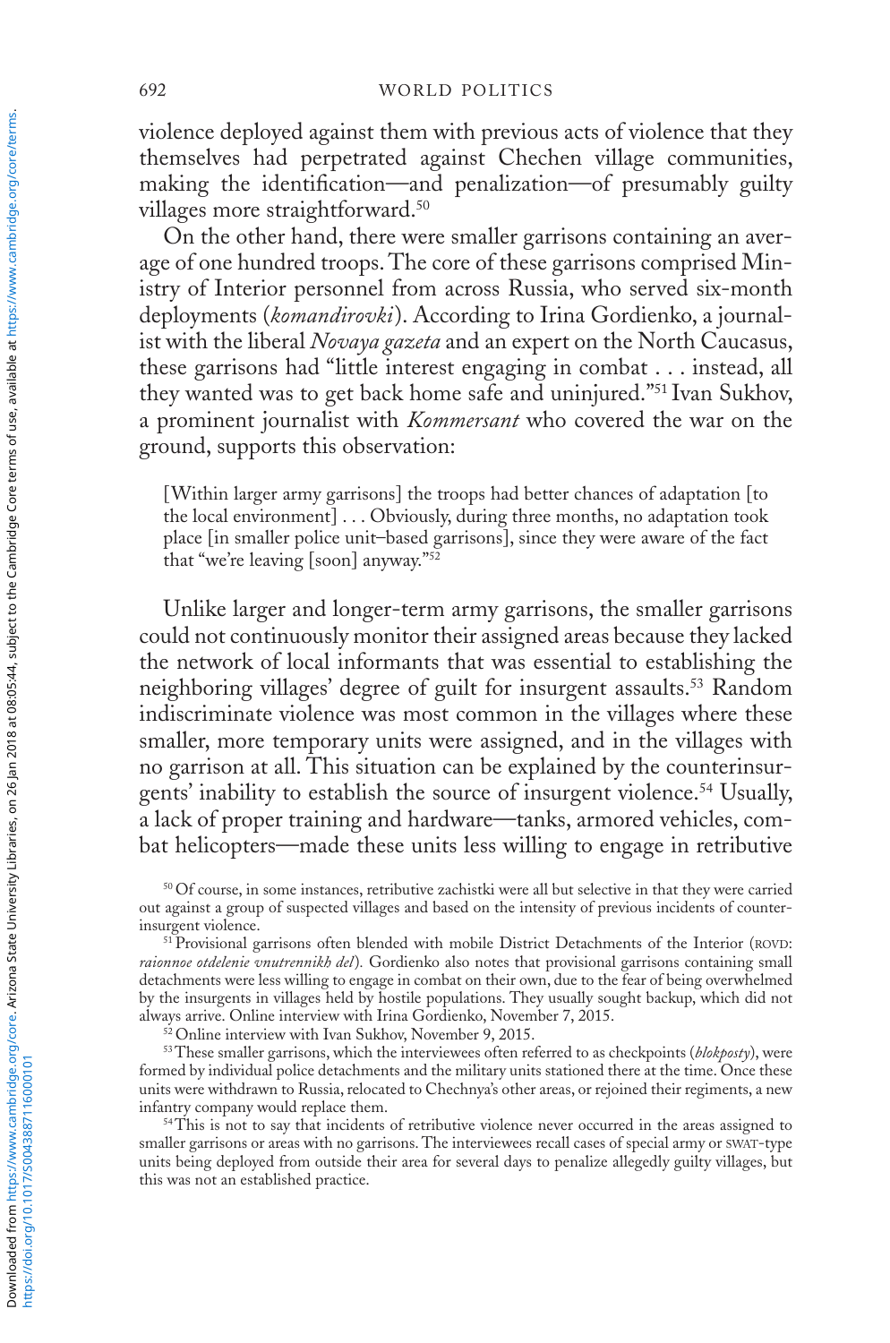violence deployed against them with previous acts of violence that they themselves had perpetrated against Chechen village communities, making the identification—and penalization—of presumably guilty villages more straightforward.[50]

On the other hand, there were smaller garrisons containing an average of one hundred troops. The core of these garrisons comprised Ministry of Interior personnel from across Russia, who served six-month deployments (*komandirovki*). According to Irina Gordienko, a journalist with the liberal *Novaya gazeta* and an expert on the North Caucasus, these garrisons had "little interest engaging in combat . . . instead, all they wanted was to get back home safe and uninjured."[51] Ivan Sukhov, a prominent journalist with *Kommersant* who covered the war on the ground, supports this observation:

> [Within larger army garrisons] the troops had better chances of adaptation [to the local environment] . . . Obviously, during three months, no adaptation took place [in smaller police unit–based garrisons], since they were aware of the fact that "we're leaving [soon] anyway."[52]

Unlike larger and longer-term army garrisons, the smaller garrisons could not continuously monitor their assigned areas because they lacked the network of local informants that was essential to establishing the neighboring villages' degree of guilt for insurgent assaults.[53] Random indiscriminate violence was most common in the villages where these smaller, more temporary units were assigned, and in the villages with no garrison at all. This situation can be explained by the counterinsurgents' inability to establish the source of insurgent violence.[54] Usually, a lack of proper training and hardware—tanks, armored vehicles, combat helicopters—made these units less willing to engage in retributive

[50] Of course, in some instances, retributive zachistki were all but selective in that they were carried out against a group of suspected villages and based on the intensity of previous incidents of counterinsurgent violence.

[51] Provisional garrisons often blended with mobile District Detachments of the Interior (ROVD: *raionnoe otdelenie vnutrennikh del*). Gordienko also notes that provisional garrisons containing small detachments were less willing to engage in combat on their own, due to the fear of being overwhelmed by the insurgents in villages held by hostile populations. They usually sought backup, which did not always arrive. Online interview with Irina Gordienko, November 7, 2015.

[52] Online interview with Ivan Sukhov, November 9, 2015.

[53] These smaller garrisons, which the interviewees often referred to as checkpoints (*blokposty*), were formed by individual police detachments and the military units stationed there at the time. Once these units were withdrawn to Russia, relocated to Chechnya's other areas, or rejoined their regiments, a new infantry company would replace them.

[54] This is not to say that incidents of retributive violence never occurred in the areas assigned to smaller garrisons or areas with no garrisons. The interviewees recall cases of special army or SWAT-type units being deployed from outside their area for several days to penalize allegedly guilty villages, but this was not an established practice.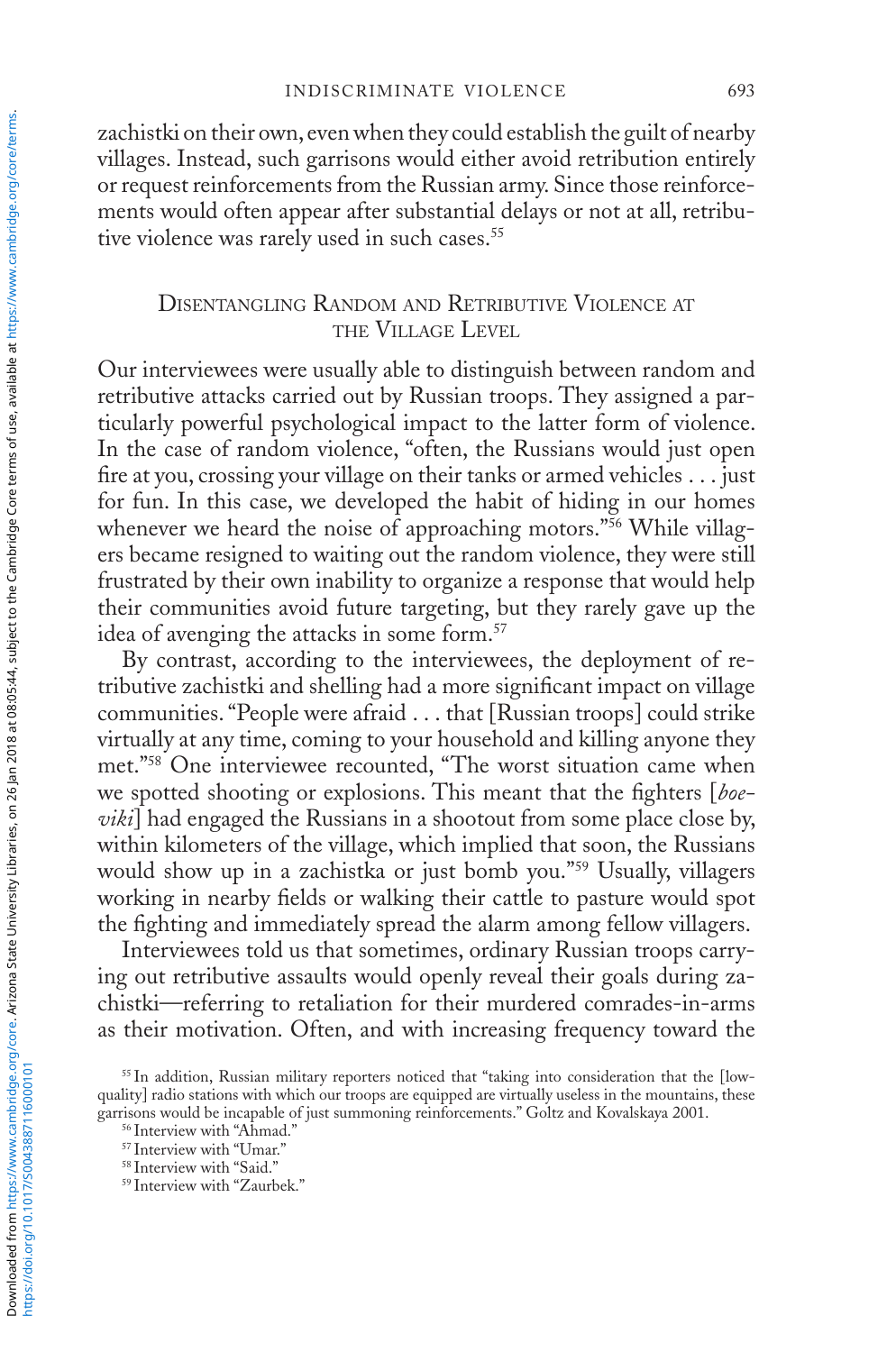zachistki on their own, even when they could establish the guilt of nearby villages. Instead, such garrisons would either avoid retribution entirely or request reinforcements from the Russian army. Since those reinforcements would often appear after substantial delays or not at all, retributive violence was rarely used in such cases.[55]

## Disentangling Random and Retributive Violence at the Village Level

Our interviewees were usually able to distinguish between random and retributive attacks carried out by Russian troops. They assigned a particularly powerful psychological impact to the latter form of violence. In the case of random violence, "often, the Russians would just open fire at you, crossing your village on their tanks or armed vehicles . . . just for fun. In this case, we developed the habit of hiding in our homes whenever we heard the noise of approaching motors."[56] While villagers became resigned to waiting out the random violence, they were still frustrated by their own inability to organize a response that would help their communities avoid future targeting, but they rarely gave up the idea of avenging the attacks in some form.[57]

By contrast, according to the interviewees, the deployment of retributive zachistki and shelling had a more significant impact on village communities. "People were afraid . . . that [Russian troops] could strike virtually at any time, coming to your household and killing anyone they met."[58] One interviewee recounted, "The worst situation came when we spotted shooting or explosions. This meant that the fighters [*boeviki*] had engaged the Russians in a shootout from some place close by, within kilometers of the village, which implied that soon, the Russians would show up in a zachistka or just bomb you."[59] Usually, villagers working in nearby fields or walking their cattle to pasture would spot the fighting and immediately spread the alarm among fellow villagers.

Interviewees told us that sometimes, ordinary Russian troops carrying out retributive assaults would openly reveal their goals during zachistki—referring to retaliation for their murdered comrades-in-arms as their motivation. Often, and with increasing frequency toward the

---

[55] In addition, Russian military reporters noticed that "taking into consideration that the [low-quality] radio stations with which our troops are equipped are virtually useless in the mountains, these garrisons would be incapable of just summoning reinforcements." Goltz and Kovalskaya 2001.

[56] Interview with "Ahmad."

[57] Interview with "Umar."

[58] Interview with "Said."

[59] Interview with "Zaurbek."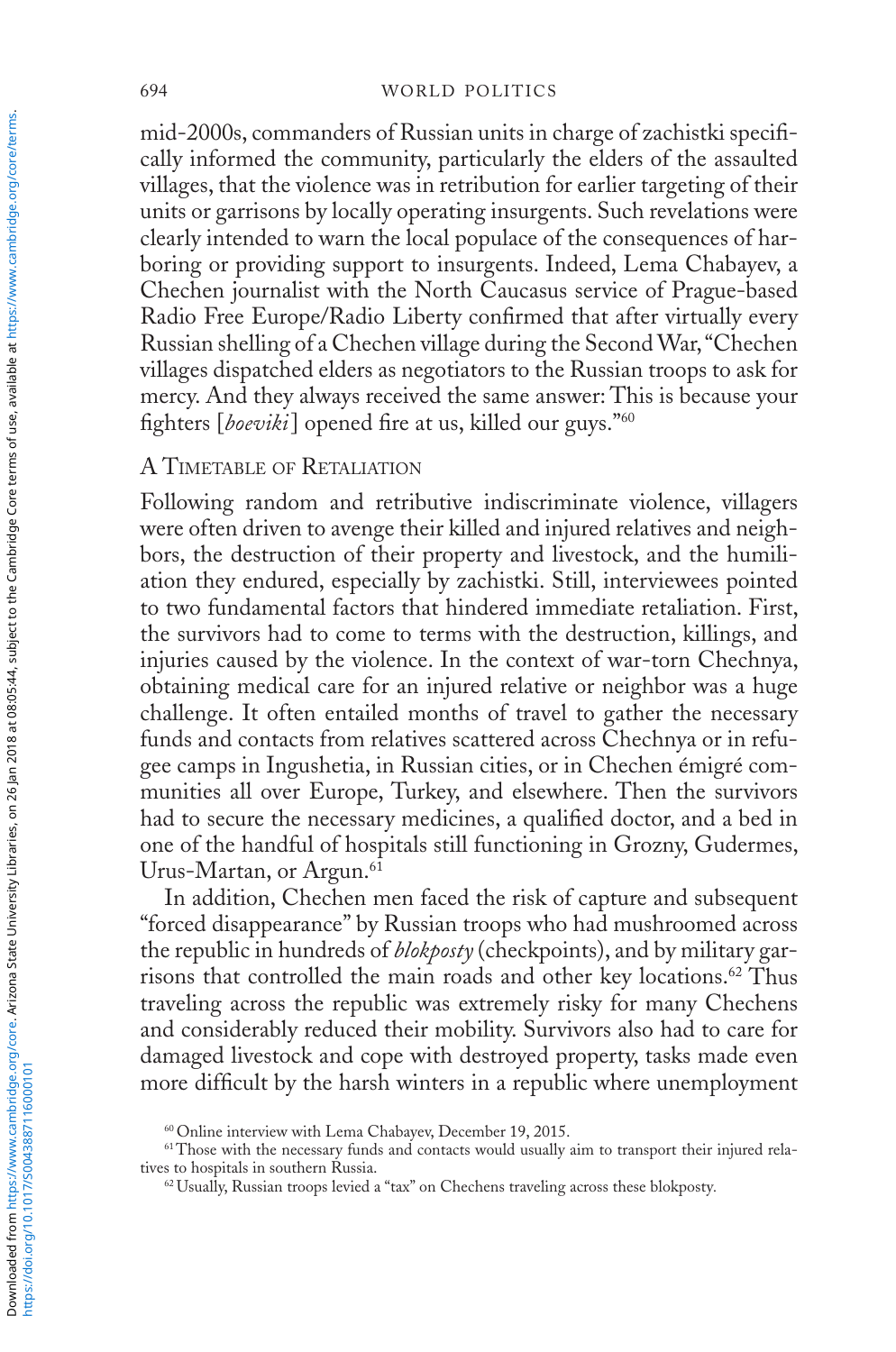mid-2000s, commanders of Russian units in charge of zachistki specifically informed the community, particularly the elders of the assaulted villages, that the violence was in retribution for earlier targeting of their units or garrisons by locally operating insurgents. Such revelations were clearly intended to warn the local populace of the consequences of harboring or providing support to insurgents. Indeed, Lema Chabayev, a Chechen journalist with the North Caucasus service of Prague-based Radio Free Europe/Radio Liberty confirmed that after virtually every Russian shelling of a Chechen village during the Second War, "Chechen villages dispatched elders as negotiators to the Russian troops to ask for mercy. And they always received the same answer: This is because your fighters [*boeviki*] opened fire at us, killed our guys."[60]

### A Timetable of Retaliation

Following random and retributive indiscriminate violence, villagers were often driven to avenge their killed and injured relatives and neighbors, the destruction of their property and livestock, and the humiliation they endured, especially by zachistki. Still, interviewees pointed to two fundamental factors that hindered immediate retaliation. First, the survivors had to come to terms with the destruction, killings, and injuries caused by the violence. In the context of war-torn Chechnya, obtaining medical care for an injured relative or neighbor was a huge challenge. It often entailed months of travel to gather the necessary funds and contacts from relatives scattered across Chechnya or in refugee camps in Ingushetia, in Russian cities, or in Chechen émigré communities all over Europe, Turkey, and elsewhere. Then the survivors had to secure the necessary medicines, a qualified doctor, and a bed in one of the handful of hospitals still functioning in Grozny, Gudermes, Urus-Martan, or Argun.[61]

In addition, Chechen men faced the risk of capture and subsequent "forced disappearance" by Russian troops who had mushroomed across the republic in hundreds of *blokposty* (checkpoints), and by military garrisons that controlled the main roads and other key locations.[62] Thus traveling across the republic was extremely risky for many Chechens and considerably reduced their mobility. Survivors also had to care for damaged livestock and cope with destroyed property, tasks made even more difficult by the harsh winters in a republic where unemployment

[60] Online interview with Lema Chabayev, December 19, 2015.

[61] Those with the necessary funds and contacts would usually aim to transport their injured relatives to hospitals in southern Russia.

[62] Usually, Russian troops levied a "tax" on Chechens traveling across these blokposty.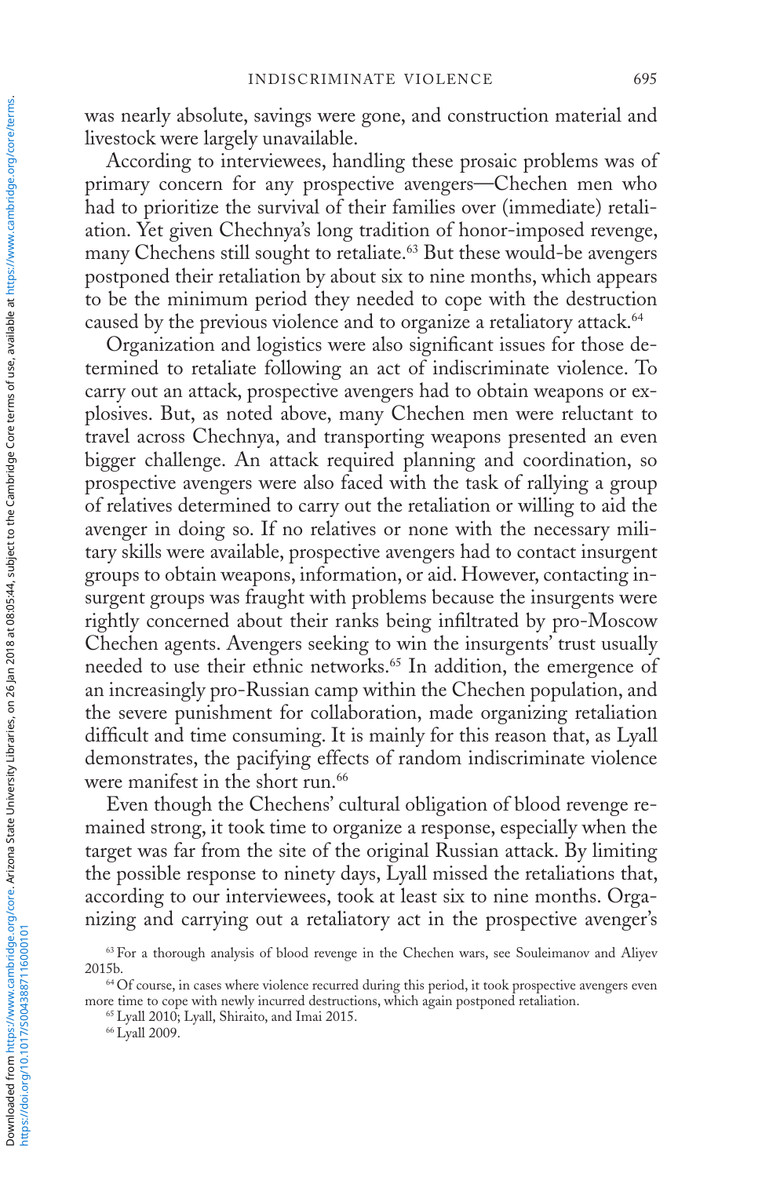was nearly absolute, savings were gone, and construction material and livestock were largely unavailable.

According to interviewees, handling these prosaic problems was of primary concern for any prospective avengers—Chechen men who had to prioritize the survival of their families over (immediate) retaliation. Yet given Chechnya's long tradition of honor-imposed revenge, many Chechens still sought to retaliate.[63] But these would-be avengers postponed their retaliation by about six to nine months, which appears to be the minimum period they needed to cope with the destruction caused by the previous violence and to organize a retaliatory attack.[64]

Organization and logistics were also significant issues for those determined to retaliate following an act of indiscriminate violence. To carry out an attack, prospective avengers had to obtain weapons or explosives. But, as noted above, many Chechen men were reluctant to travel across Chechnya, and transporting weapons presented an even bigger challenge. An attack required planning and coordination, so prospective avengers were also faced with the task of rallying a group of relatives determined to carry out the retaliation or willing to aid the avenger in doing so. If no relatives or none with the necessary military skills were available, prospective avengers had to contact insurgent groups to obtain weapons, information, or aid. However, contacting insurgent groups was fraught with problems because the insurgents were rightly concerned about their ranks being infiltrated by pro-Moscow Chechen agents. Avengers seeking to win the insurgents' trust usually needed to use their ethnic networks.[65] In addition, the emergence of an increasingly pro-Russian camp within the Chechen population, and the severe punishment for collaboration, made organizing retaliation difficult and time consuming. It is mainly for this reason that, as Lyall demonstrates, the pacifying effects of random indiscriminate violence were manifest in the short run.[66]

Even though the Chechens' cultural obligation of blood revenge remained strong, it took time to organize a response, especially when the target was far from the site of the original Russian attack. By limiting the possible response to ninety days, Lyall missed the retaliations that, according to our interviewees, took at least six to nine months. Organizing and carrying out a retaliatory act in the prospective avenger's

[63] For a thorough analysis of blood revenge in the Chechen wars, see Souleimanov and Aliyev 2015b.

[64] Of course, in cases where violence recurred during this period, it took prospective avengers even more time to cope with newly incurred destructions, which again postponed retaliation.

[65] Lyall 2010; Lyall, Shiraito, and Imai 2015.

[66] Lyall 2009.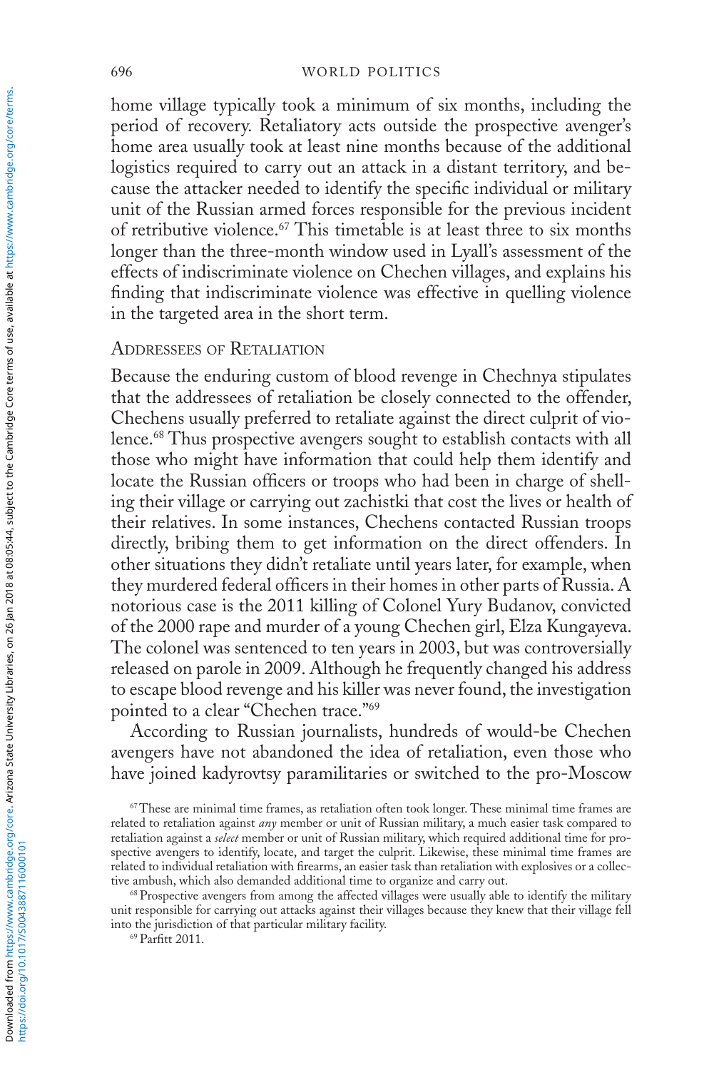home village typically took a minimum of six months, including the period of recovery. Retaliatory acts outside the prospective avenger's home area usually took at least nine months because of the additional logistics required to carry out an attack in a distant territory, and because the attacker needed to identify the specific individual or military unit of the Russian armed forces responsible for the previous incident of retributive violence.[67] This timetable is at least three to six months longer than the three-month window used in Lyall's assessment of the effects of indiscriminate violence on Chechen villages, and explains his finding that indiscriminate violence was effective in quelling violence in the targeted area in the short term.

## Addressees of Retaliation

Because the enduring custom of blood revenge in Chechnya stipulates that the addressees of retaliation be closely connected to the offender, Chechens usually preferred to retaliate against the direct culprit of violence.[68] Thus prospective avengers sought to establish contacts with all those who might have information that could help them identify and locate the Russian officers or troops who had been in charge of shelling their village or carrying out zachistki that cost the lives or health of their relatives. In some instances, Chechens contacted Russian troops directly, bribing them to get information on the direct offenders. In other situations they didn't retaliate until years later, for example, when they murdered federal officers in their homes in other parts of Russia. A notorious case is the 2011 killing of Colonel Yury Budanov, convicted of the 2000 rape and murder of a young Chechen girl, Elza Kungayeva. The colonel was sentenced to ten years in 2003, but was controversially released on parole in 2009. Although he frequently changed his address to escape blood revenge and his killer was never found, the investigation pointed to a clear "Chechen trace."[69]

According to Russian journalists, hundreds of would-be Chechen avengers have not abandoned the idea of retaliation, even those who have joined kadyrovtsy paramilitaries or switched to the pro-Moscow

[67] These are minimal time frames, as retaliation often took longer. These minimal time frames are related to retaliation against *any* member or unit of Russian military, a much easier task compared to retaliation against a *select* member or unit of Russian military, which required additional time for prospective avengers to identify, locate, and target the culprit. Likewise, these minimal time frames are related to individual retaliation with firearms, an easier task than retaliation with explosives or a collective ambush, which also demanded additional time to organize and carry out.

[68] Prospective avengers from among the affected villages were usually able to identify the military unit responsible for carrying out attacks against their villages because they knew that their village fell into the jurisdiction of that particular military facility.

[69] Parfitt 2011.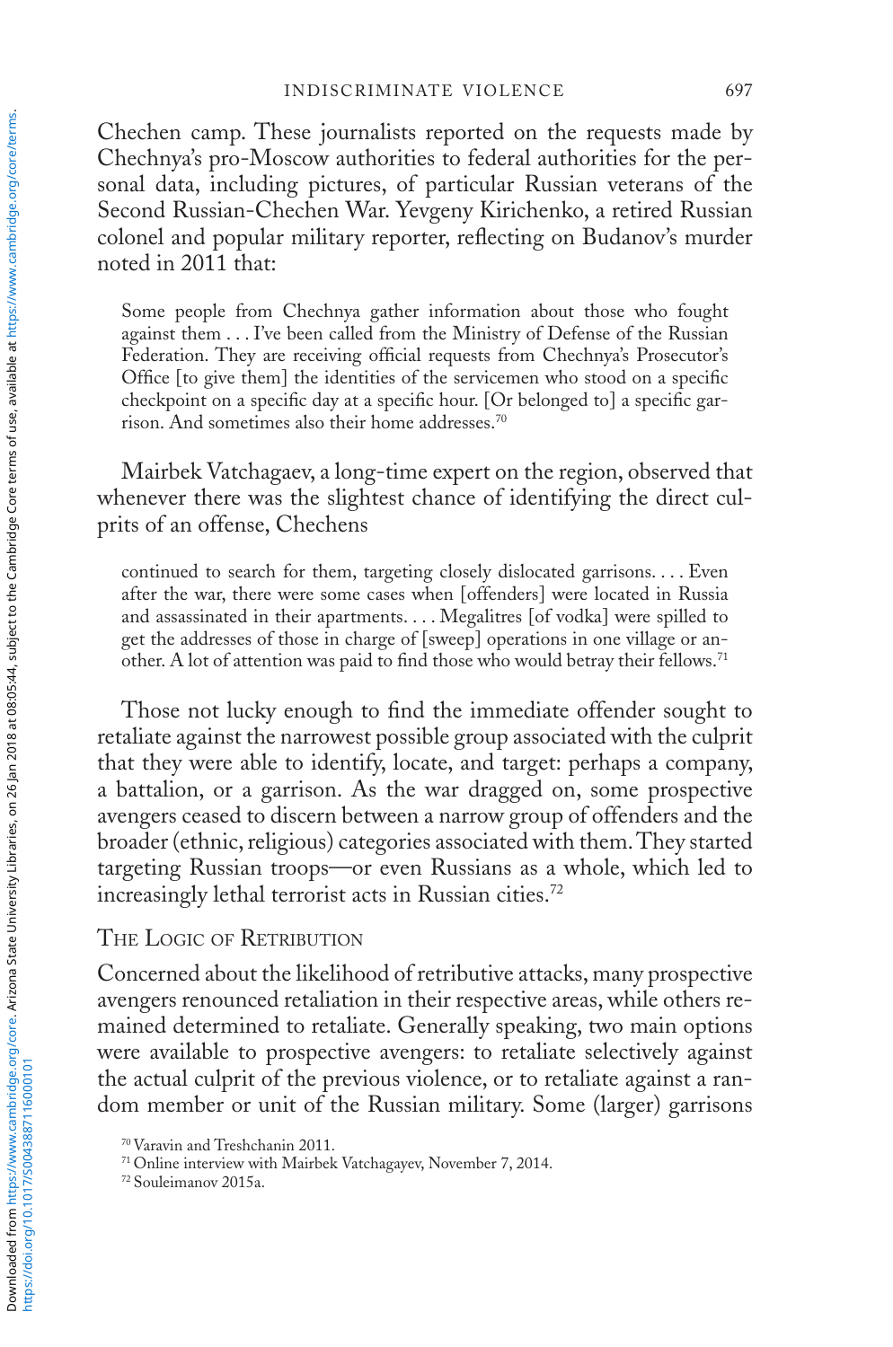Chechen camp. These journalists reported on the requests made by Chechnya's pro-Moscow authorities to federal authorities for the personal data, including pictures, of particular Russian veterans of the Second Russian-Chechen War. Yevgeny Kirichenko, a retired Russian colonel and popular military reporter, reflecting on Budanov's murder noted in 2011 that:

> Some people from Chechnya gather information about those who fought against them . . . I've been called from the Ministry of Defense of the Russian Federation. They are receiving official requests from Chechnya's Prosecutor's Office [to give them] the identities of the servicemen who stood on a specific checkpoint on a specific day at a specific hour. [Or belonged to] a specific garrison. And sometimes also their home addresses.[70]

Mairbek Vatchagaev, a long-time expert on the region, observed that whenever there was the slightest chance of identifying the direct culprits of an offense, Chechens

> continued to search for them, targeting closely dislocated garrisons. . . . Even after the war, there were some cases when [offenders] were located in Russia and assassinated in their apartments. . . . Megalitres [of vodka] were spilled to get the addresses of those in charge of [sweep] operations in one village or another. A lot of attention was paid to find those who would betray their fellows.[71]

Those not lucky enough to find the immediate offender sought to retaliate against the narrowest possible group associated with the culprit that they were able to identify, locate, and target: perhaps a company, a battalion, or a garrison. As the war dragged on, some prospective avengers ceased to discern between a narrow group of offenders and the broader (ethnic, religious) categories associated with them. They started targeting Russian troops—or even Russians as a whole, which led to increasingly lethal terrorist acts in Russian cities.[72]

## The Logic of Retribution

Concerned about the likelihood of retributive attacks, many prospective avengers renounced retaliation in their respective areas, while others remained determined to retaliate. Generally speaking, two main options were available to prospective avengers: to retaliate selectively against the actual culprit of the previous violence, or to retaliate against a random member or unit of the Russian military. Some (larger) garrisons

[70] Varavin and Treshchanin 2011.

[71] Online interview with Mairbek Vatchagayev, November 7, 2014.

[72] Souleimanov 2015a.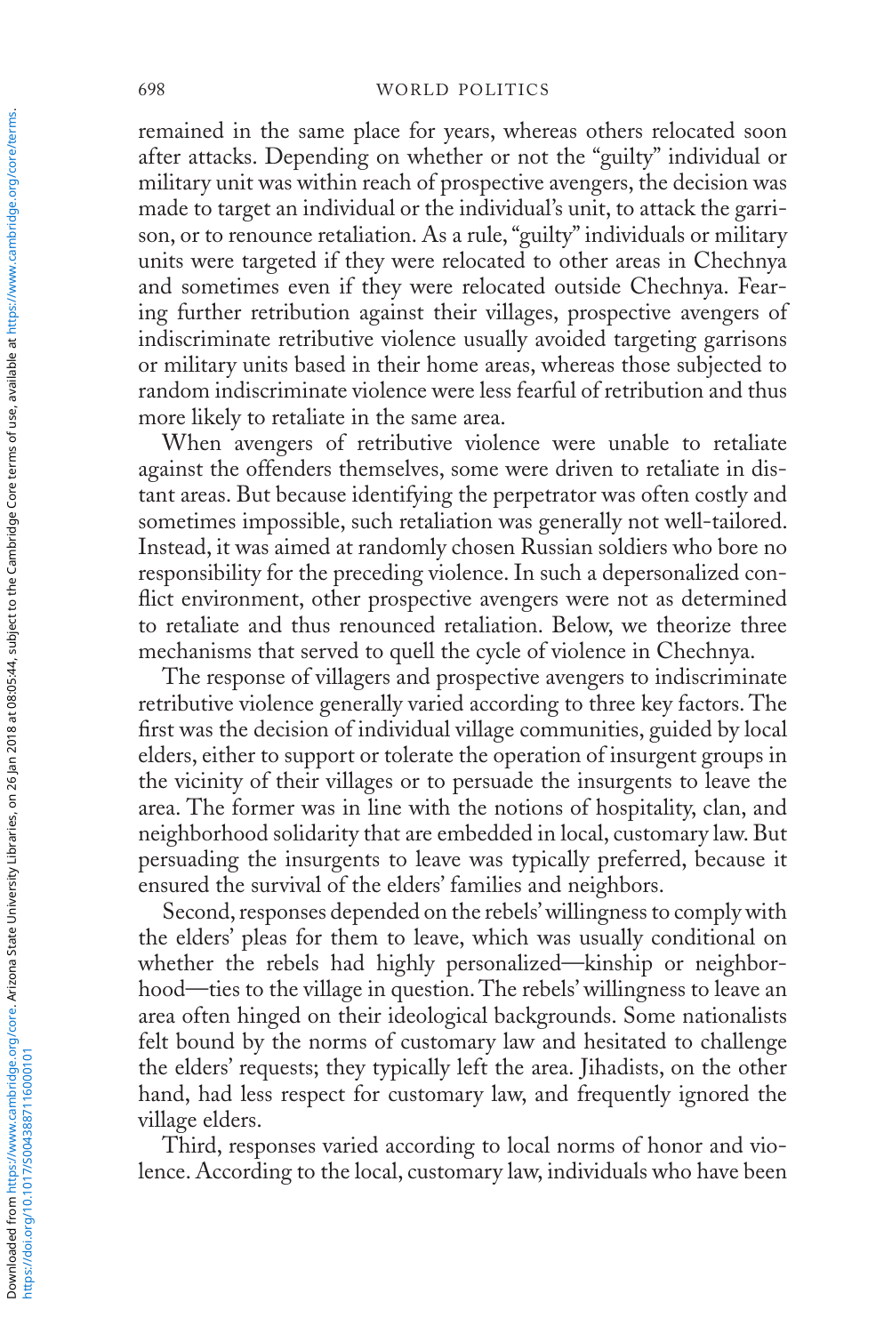remained in the same place for years, whereas others relocated soon after attacks. Depending on whether or not the "guilty" individual or military unit was within reach of prospective avengers, the decision was made to target an individual or the individual's unit, to attack the garrison, or to renounce retaliation. As a rule, "guilty" individuals or military units were targeted if they were relocated to other areas in Chechnya and sometimes even if they were relocated outside Chechnya. Fearing further retribution against their villages, prospective avengers of indiscriminate retributive violence usually avoided targeting garrisons or military units based in their home areas, whereas those subjected to random indiscriminate violence were less fearful of retribution and thus more likely to retaliate in the same area.

When avengers of retributive violence were unable to retaliate against the offenders themselves, some were driven to retaliate in distant areas. But because identifying the perpetrator was often costly and sometimes impossible, such retaliation was generally not well-tailored. Instead, it was aimed at randomly chosen Russian soldiers who bore no responsibility for the preceding violence. In such a depersonalized conflict environment, other prospective avengers were not as determined to retaliate and thus renounced retaliation. Below, we theorize three mechanisms that served to quell the cycle of violence in Chechnya.

The response of villagers and prospective avengers to indiscriminate retributive violence generally varied according to three key factors. The first was the decision of individual village communities, guided by local elders, either to support or tolerate the operation of insurgent groups in the vicinity of their villages or to persuade the insurgents to leave the area. The former was in line with the notions of hospitality, clan, and neighborhood solidarity that are embedded in local, customary law. But persuading the insurgents to leave was typically preferred, because it ensured the survival of the elders' families and neighbors.

Second, responses depended on the rebels' willingness to comply with the elders' pleas for them to leave, which was usually conditional on whether the rebels had highly personalized—kinship or neighborhood—ties to the village in question. The rebels' willingness to leave an area often hinged on their ideological backgrounds. Some nationalists felt bound by the norms of customary law and hesitated to challenge the elders' requests; they typically left the area. Jihadists, on the other hand, had less respect for customary law, and frequently ignored the village elders.

Third, responses varied according to local norms of honor and violence. According to the local, customary law, individuals who have been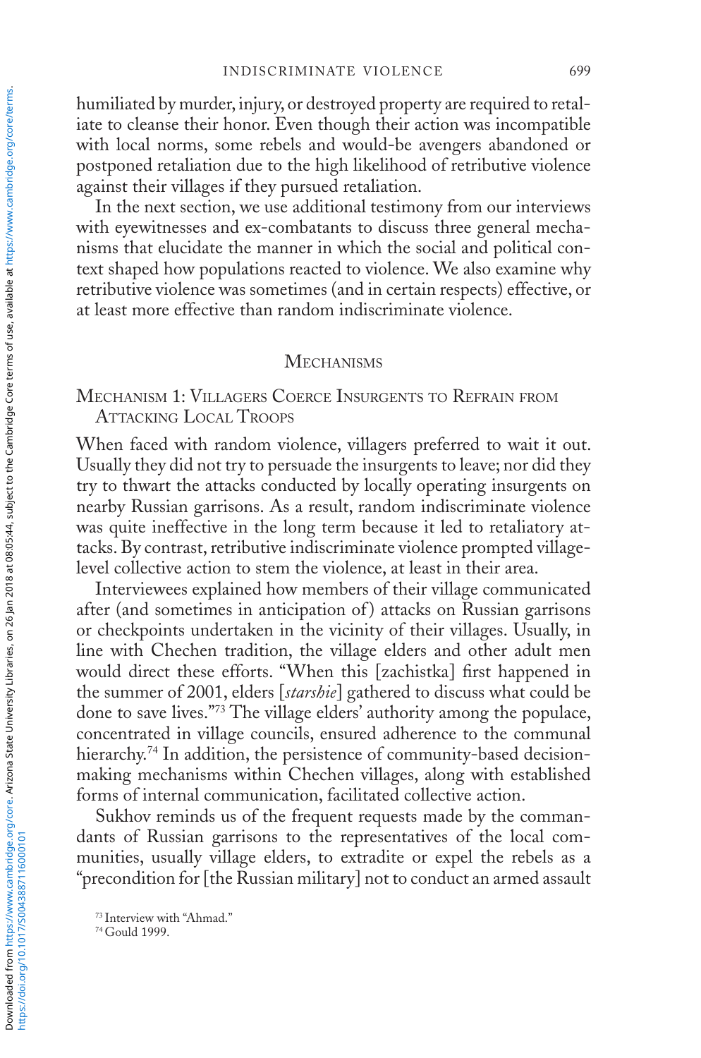humiliated by murder, injury, or destroyed property are required to retaliate to cleanse their honor. Even though their action was incompatible with local norms, some rebels and would-be avengers abandoned or postponed retaliation due to the high likelihood of retributive violence against their villages if they pursued retaliation.

In the next section, we use additional testimony from our interviews with eyewitnesses and ex-combatants to discuss three general mechanisms that elucidate the manner in which the social and political context shaped how populations reacted to violence. We also examine why retributive violence was sometimes (and in certain respects) effective, or at least more effective than random indiscriminate violence.

## Mechanisms

### Mechanism 1: Villagers Coerce Insurgents to Refrain from Attacking Local Troops

When faced with random violence, villagers preferred to wait it out. Usually they did not try to persuade the insurgents to leave; nor did they try to thwart the attacks conducted by locally operating insurgents on nearby Russian garrisons. As a result, random indiscriminate violence was quite ineffective in the long term because it led to retaliatory attacks. By contrast, retributive indiscriminate violence prompted village-level collective action to stem the violence, at least in their area.

Interviewees explained how members of their village communicated after (and sometimes in anticipation of) attacks on Russian garrisons or checkpoints undertaken in the vicinity of their villages. Usually, in line with Chechen tradition, the village elders and other adult men would direct these efforts. "When this [zachistka] first happened in the summer of 2001, elders [*starshie*] gathered to discuss what could be done to save lives."[73] The village elders' authority among the populace, concentrated in village councils, ensured adherence to the communal hierarchy.[74] In addition, the persistence of community-based decision-making mechanisms within Chechen villages, along with established forms of internal communication, facilitated collective action.

Sukhov reminds us of the frequent requests made by the commandants of Russian garrisons to the representatives of the local communities, usually village elders, to extradite or expel the rebels as a "precondition for [the Russian military] not to conduct an armed assault

[73] Interview with "Ahmad."

[74] Gould 1999.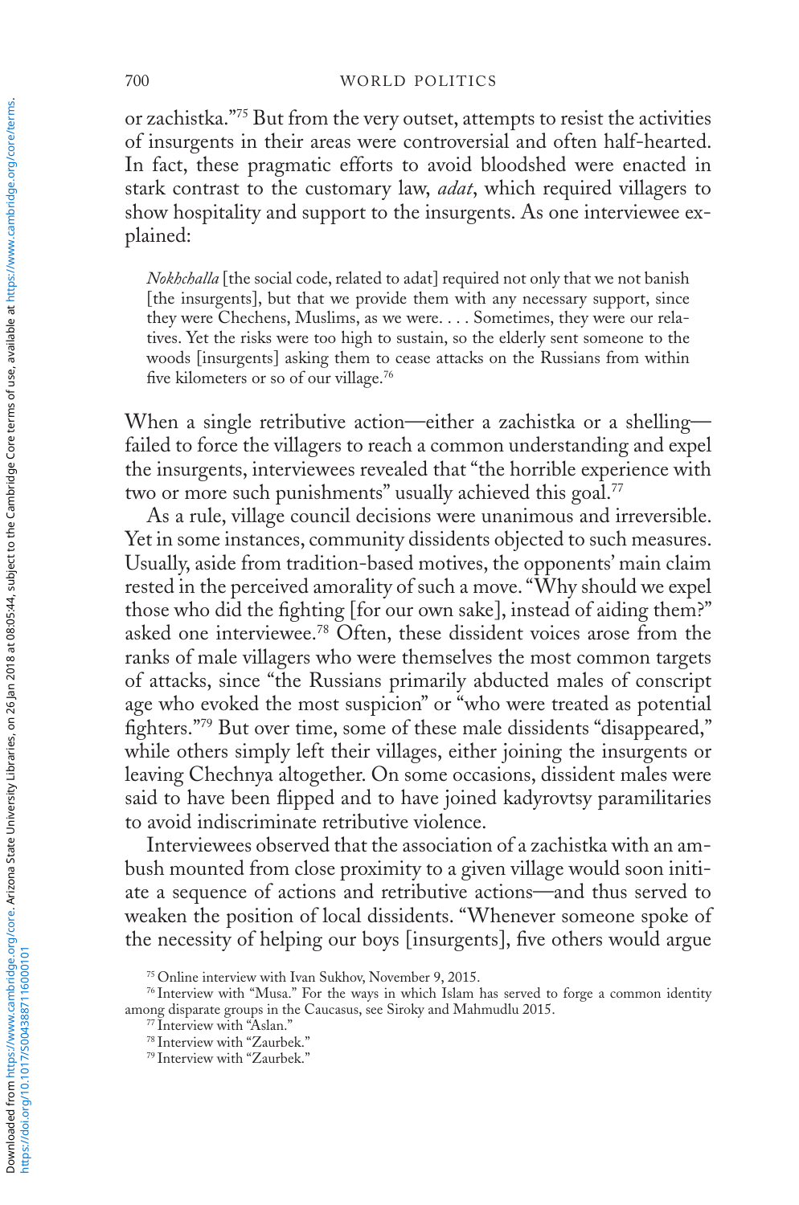or zachistka."[75] But from the very outset, attempts to resist the activities of insurgents in their areas were controversial and often half-hearted. In fact, these pragmatic efforts to avoid bloodshed were enacted in stark contrast to the customary law, *adat*, which required villagers to show hospitality and support to the insurgents. As one interviewee explained:

> *Nokhchalla* [the social code, related to adat] required not only that we not banish [the insurgents], but that we provide them with any necessary support, since they were Chechens, Muslims, as we were. . . . Sometimes, they were our relatives. Yet the risks were too high to sustain, so the elderly sent someone to the woods [insurgents] asking them to cease attacks on the Russians from within five kilometers or so of our village.[76]

When a single retributive action—either a zachistka or a shelling—failed to force the villagers to reach a common understanding and expel the insurgents, interviewees revealed that "the horrible experience with two or more such punishments" usually achieved this goal.[77]

As a rule, village council decisions were unanimous and irreversible. Yet in some instances, community dissidents objected to such measures. Usually, aside from tradition-based motives, the opponents' main claim rested in the perceived amorality of such a move. "Why should we expel those who did the fighting [for our own sake], instead of aiding them?" asked one interviewee.[78] Often, these dissident voices arose from the ranks of male villagers who were themselves the most common targets of attacks, since "the Russians primarily abducted males of conscript age who evoked the most suspicion" or "who were treated as potential fighters."[79] But over time, some of these male dissidents "disappeared," while others simply left their villages, either joining the insurgents or leaving Chechnya altogether. On some occasions, dissident males were said to have been flipped and to have joined kadyrovtsy paramilitaries to avoid indiscriminate retributive violence.

Interviewees observed that the association of a zachistka with an ambush mounted from close proximity to a given village would soon initiate a sequence of actions and retributive actions—and thus served to weaken the position of local dissidents. "Whenever someone spoke of the necessity of helping our boys [insurgents], five others would argue

[75] Online interview with Ivan Sukhov, November 9, 2015.

[76] Interview with "Musa." For the ways in which Islam has served to forge a common identity among disparate groups in the Caucasus, see Siroky and Mahmudlu 2015.

[77] Interview with "Aslan."

[78] Interview with "Zaurbek."

[79] Interview with "Zaurbek."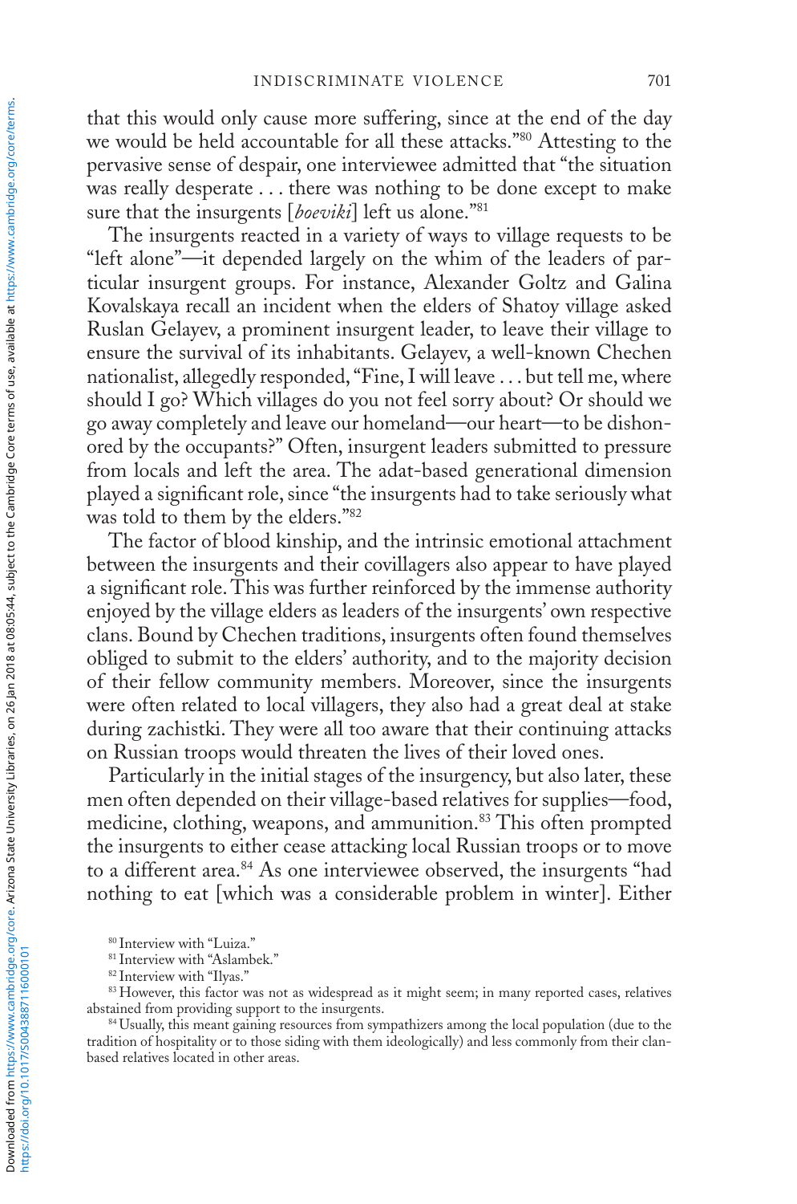that this would only cause more suffering, since at the end of the day we would be held accountable for all these attacks."[80] Attesting to the pervasive sense of despair, one interviewee admitted that "the situation was really desperate . . . there was nothing to be done except to make sure that the insurgents [*boeviki*] left us alone."[81]

The insurgents reacted in a variety of ways to village requests to be "left alone"—it depended largely on the whim of the leaders of particular insurgent groups. For instance, Alexander Goltz and Galina Kovalskaya recall an incident when the elders of Shatoy village asked Ruslan Gelayev, a prominent insurgent leader, to leave their village to ensure the survival of its inhabitants. Gelayev, a well-known Chechen nationalist, allegedly responded, "Fine, I will leave . . . but tell me, where should I go? Which villages do you not feel sorry about? Or should we go away completely and leave our homeland—our heart—to be dishonored by the occupants?" Often, insurgent leaders submitted to pressure from locals and left the area. The adat-based generational dimension played a significant role, since "the insurgents had to take seriously what was told to them by the elders."[82]

The factor of blood kinship, and the intrinsic emotional attachment between the insurgents and their covillagers also appear to have played a significant role. This was further reinforced by the immense authority enjoyed by the village elders as leaders of the insurgents' own respective clans. Bound by Chechen traditions, insurgents often found themselves obliged to submit to the elders' authority, and to the majority decision of their fellow community members. Moreover, since the insurgents were often related to local villagers, they also had a great deal at stake during zachistki. They were all too aware that their continuing attacks on Russian troops would threaten the lives of their loved ones.

Particularly in the initial stages of the insurgency, but also later, these men often depended on their village-based relatives for supplies—food, medicine, clothing, weapons, and ammunition.[83] This often prompted the insurgents to either cease attacking local Russian troops or to move to a different area.[84] As one interviewee observed, the insurgents "had nothing to eat [which was a considerable problem in winter]. Either

[80] Interview with "Luiza."

[81] Interview with "Aslambek."

[82] Interview with "Ilyas."

[83] However, this factor was not as widespread as it might seem; in many reported cases, relatives abstained from providing support to the insurgents.

[84] Usually, this meant gaining resources from sympathizers among the local population (due to the tradition of hospitality or to those siding with them ideologically) and less commonly from their clan-based relatives located in other areas.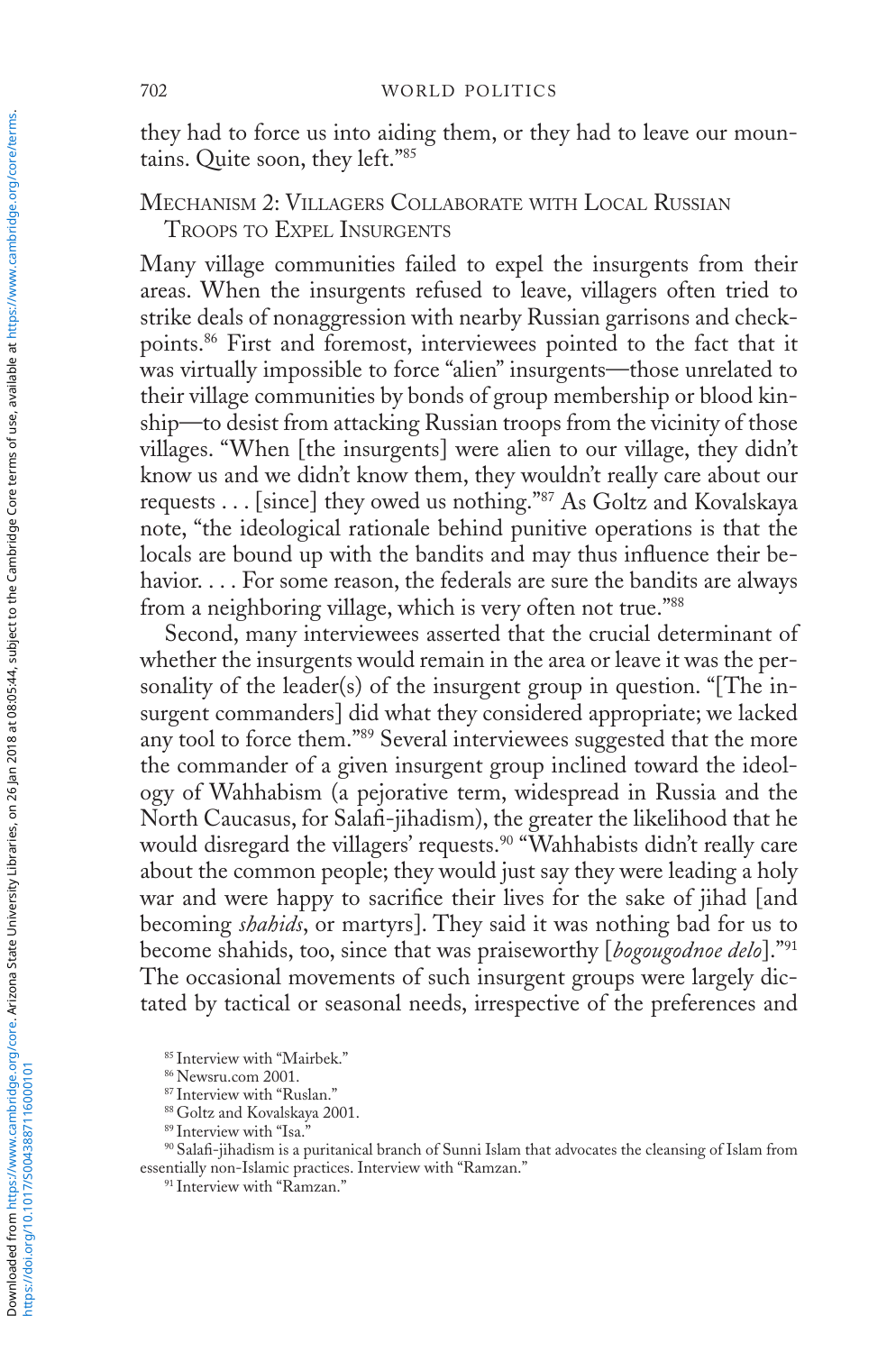they had to force us into aiding them, or they had to leave our mountains. Quite soon, they left."[85]

### Mechanism 2: Villagers Collaborate with Local Russian Troops to Expel Insurgents

Many village communities failed to expel the insurgents from their areas. When the insurgents refused to leave, villagers often tried to strike deals of nonaggression with nearby Russian garrisons and checkpoints.[86] First and foremost, interviewees pointed to the fact that it was virtually impossible to force "alien" insurgents—those unrelated to their village communities by bonds of group membership or blood kinship—to desist from attacking Russian troops from the vicinity of those villages. "When [the insurgents] were alien to our village, they didn't know us and we didn't know them, they wouldn't really care about our requests . . . [since] they owed us nothing."[87] As Goltz and Kovalskaya note, "the ideological rationale behind punitive operations is that the locals are bound up with the bandits and may thus influence their behavior. . . . For some reason, the federals are sure the bandits are always from a neighboring village, which is very often not true."[88]

Second, many interviewees asserted that the crucial determinant of whether the insurgents would remain in the area or leave it was the personality of the leader(s) of the insurgent group in question. "[The insurgent commanders] did what they considered appropriate; we lacked any tool to force them."[89] Several interviewees suggested that the more the commander of a given insurgent group inclined toward the ideology of Wahhabism (a pejorative term, widespread in Russia and the North Caucasus, for Salafi-jihadism), the greater the likelihood that he would disregard the villagers' requests.[90] "Wahhabists didn't really care about the common people; they would just say they were leading a holy war and were happy to sacrifice their lives for the sake of jihad [and becoming *shahids*, or martyrs]. They said it was nothing bad for us to become shahids, too, since that was praiseworthy [*bogougodnoe delo*]."[91] The occasional movements of such insurgent groups were largely dictated by tactical or seasonal needs, irrespective of the preferences and

[85] Interview with "Mairbek."

[86] Newsru.com 2001.

[87] Interview with "Ruslan."

[88] Goltz and Kovalskaya 2001.

[89] Interview with "Isa."

[90] Salafi-jihadism is a puritanical branch of Sunni Islam that advocates the cleansing of Islam from essentially non-Islamic practices. Interview with "Ramzan."

[91] Interview with "Ramzan."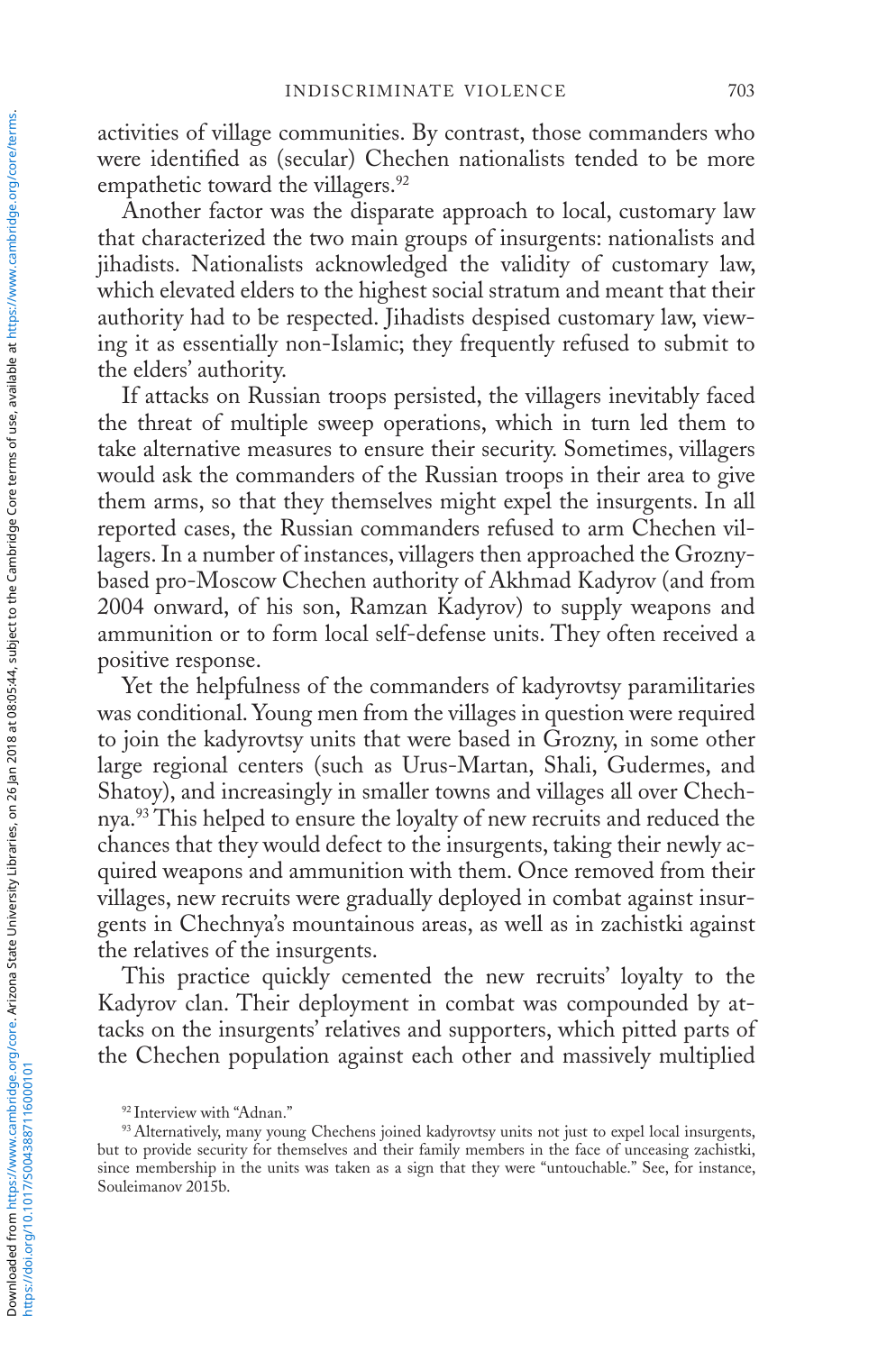activities of village communities. By contrast, those commanders who were identified as (secular) Chechen nationalists tended to be more empathetic toward the villagers.[92]

Another factor was the disparate approach to local, customary law that characterized the two main groups of insurgents: nationalists and jihadists. Nationalists acknowledged the validity of customary law, which elevated elders to the highest social stratum and meant that their authority had to be respected. Jihadists despised customary law, viewing it as essentially non-Islamic; they frequently refused to submit to the elders' authority.

If attacks on Russian troops persisted, the villagers inevitably faced the threat of multiple sweep operations, which in turn led them to take alternative measures to ensure their security. Sometimes, villagers would ask the commanders of the Russian troops in their area to give them arms, so that they themselves might expel the insurgents. In all reported cases, the Russian commanders refused to arm Chechen villagers. In a number of instances, villagers then approached the Grozny-based pro-Moscow Chechen authority of Akhmad Kadyrov (and from 2004 onward, of his son, Ramzan Kadyrov) to supply weapons and ammunition or to form local self-defense units. They often received a positive response.

Yet the helpfulness of the commanders of kadyrovtsy paramilitaries was conditional. Young men from the villages in question were required to join the kadyrovtsy units that were based in Grozny, in some other large regional centers (such as Urus-Martan, Shali, Gudermes, and Shatoy), and increasingly in smaller towns and villages all over Chechnya.[93] This helped to ensure the loyalty of new recruits and reduced the chances that they would defect to the insurgents, taking their newly acquired weapons and ammunition with them. Once removed from their villages, new recruits were gradually deployed in combat against insurgents in Chechnya's mountainous areas, as well as in zachistki against the relatives of the insurgents.

This practice quickly cemented the new recruits' loyalty to the Kadyrov clan. Their deployment in combat was compounded by attacks on the insurgents' relatives and supporters, which pitted parts of the Chechen population against each other and massively multiplied

[92] Interview with "Adnan."

[93] Alternatively, many young Chechens joined kadyrovtsy units not just to expel local insurgents, but to provide security for themselves and their family members in the face of unceasing zachistki, since membership in the units was taken as a sign that they were "untouchable." See, for instance, Souleimanov 2015b.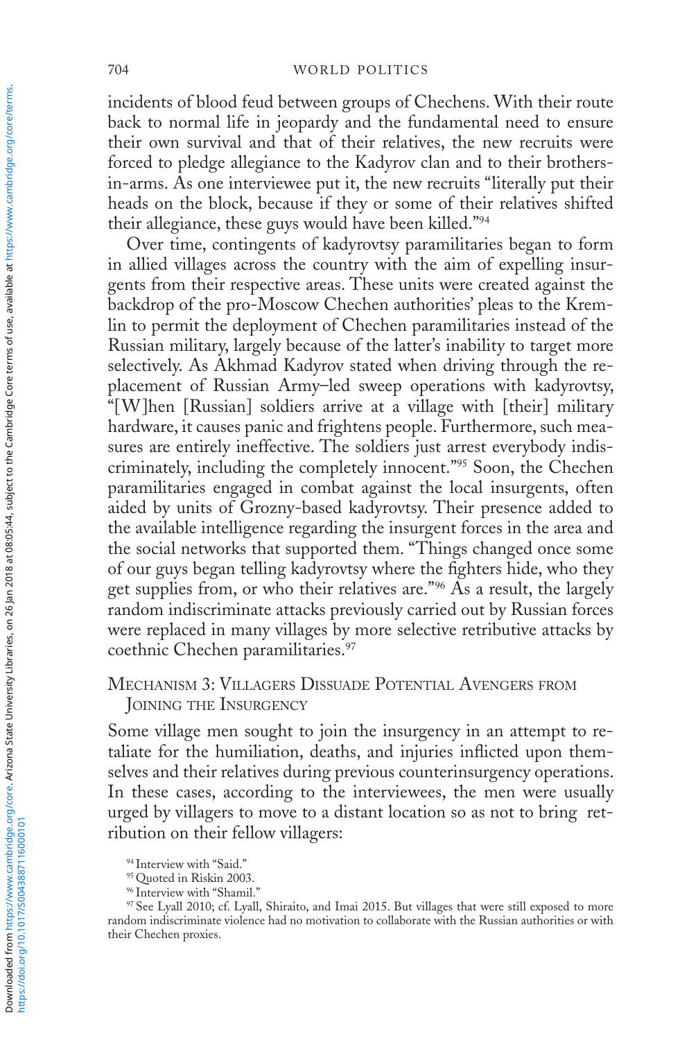incidents of blood feud between groups of Chechens. With their route back to normal life in jeopardy and the fundamental need to ensure their own survival and that of their relatives, the new recruits were forced to pledge allegiance to the Kadyrov clan and to their brothers-in-arms. As one interviewee put it, the new recruits "literally put their heads on the block, because if they or some of their relatives shifted their allegiance, these guys would have been killed."[94]

Over time, contingents of kadyrovtsy paramilitaries began to form in allied villages across the country with the aim of expelling insurgents from their respective areas. These units were created against the backdrop of the pro-Moscow Chechen authorities' pleas to the Kremlin to permit the deployment of Chechen paramilitaries instead of the Russian military, largely because of the latter's inability to target more selectively. As Akhmad Kadyrov stated when driving through the replacement of Russian Army–led sweep operations with kadyrovtsy, "[W]hen [Russian] soldiers arrive at a village with [their] military hardware, it causes panic and frightens people. Furthermore, such measures are entirely ineffective. The soldiers just arrest everybody indiscriminately, including the completely innocent."[95] Soon, the Chechen paramilitaries engaged in combat against the local insurgents, often aided by units of Grozny-based kadyrovtsy. Their presence added to the available intelligence regarding the insurgent forces in the area and the social networks that supported them. "Things changed once some of our guys began telling kadyrovtsy where the fighters hide, who they get supplies from, or who their relatives are."[96] As a result, the largely random indiscriminate attacks previously carried out by Russian forces were replaced in many villages by more selective retributive attacks by coethnic Chechen paramilitaries.[97]

### Mechanism 3: Villagers Dissuade Potential Avengers from Joining the Insurgency

Some village men sought to join the insurgency in an attempt to retaliate for the humiliation, deaths, and injuries inflicted upon themselves and their relatives during previous counterinsurgency operations. In these cases, according to the interviewees, the men were usually urged by villagers to move to a distant location so as not to bring retribution on their fellow villagers:

[94] Interview with "Said."

[95] Quoted in Riskin 2003.

[96] Interview with "Shamil."

[97] See Lyall 2010; cf. Lyall, Shiraito, and Imai 2015. But villages that were still exposed to more random indiscriminate violence had no motivation to collaborate with the Russian authorities or with their Chechen proxies.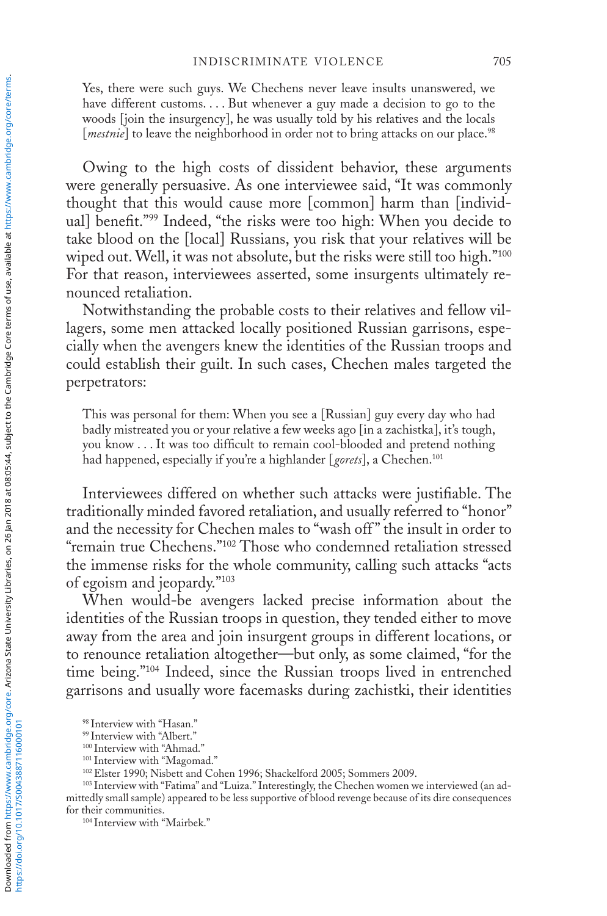> Yes, there were such guys. We Chechens never leave insults unanswered, we have different customs. . . . But whenever a guy made a decision to go to the woods [join the insurgency], he was usually told by his relatives and the locals [*mestnie*] to leave the neighborhood in order not to bring attacks on our place.[98]

Owing to the high costs of dissident behavior, these arguments were generally persuasive. As one interviewee said, "It was commonly thought that this would cause more [common] harm than [individual] benefit."[99] Indeed, "the risks were too high: When you decide to take blood on the [local] Russians, you risk that your relatives will be wiped out. Well, it was not absolute, but the risks were still too high."[100] For that reason, interviewees asserted, some insurgents ultimately renounced retaliation.

Notwithstanding the probable costs to their relatives and fellow villagers, some men attacked locally positioned Russian garrisons, especially when the avengers knew the identities of the Russian troops and could establish their guilt. In such cases, Chechen males targeted the perpetrators:

> This was personal for them: When you see a [Russian] guy every day who had badly mistreated you or your relative a few weeks ago [in a zachistka], it's tough, you know . . . It was too difficult to remain cool-blooded and pretend nothing had happened, especially if you're a highlander [*gorets*], a Chechen.[101]

Interviewees differed on whether such attacks were justifiable. The traditionally minded favored retaliation, and usually referred to "honor" and the necessity for Chechen males to "wash off" the insult in order to "remain true Chechens."[102] Those who condemned retaliation stressed the immense risks for the whole community, calling such attacks "acts of egoism and jeopardy."[103]

When would-be avengers lacked precise information about the identities of the Russian troops in question, they tended either to move away from the area and join insurgent groups in different locations, or to renounce retaliation altogether—but only, as some claimed, "for the time being."[104] Indeed, since the Russian troops lived in entrenched garrisons and usually wore facemasks during zachistki, their identities

[98] Interview with "Hasan."

[99] Interview with "Albert."

[100] Interview with "Ahmad."

[101] Interview with "Magomad."

[102] Elster 1990; Nisbett and Cohen 1996; Shackelford 2005; Sommers 2009.

[103] Interview with "Fatima" and "Luiza." Interestingly, the Chechen women we interviewed (an admittedly small sample) appeared to be less supportive of blood revenge because of its dire consequences for their communities.

[104] Interview with "Mairbek."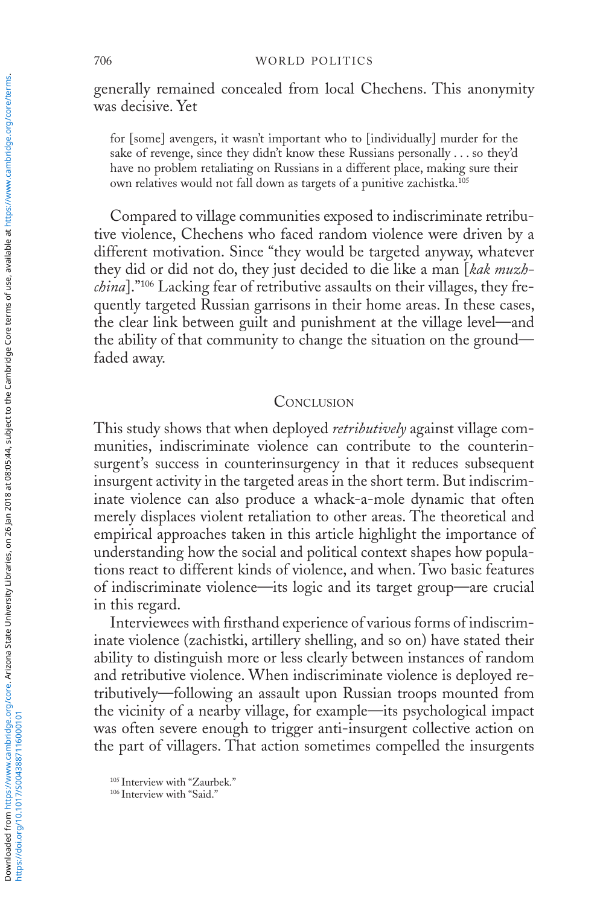generally remained concealed from local Chechens. This anonymity was decisive. Yet

> for [some] avengers, it wasn't important who to [individually] murder for the sake of revenge, since they didn't know these Russians personally . . . so they'd have no problem retaliating on Russians in a different place, making sure their own relatives would not fall down as targets of a punitive zachistka.[105]

Compared to village communities exposed to indiscriminate retributive violence, Chechens who faced random violence were driven by a different motivation. Since "they would be targeted anyway, whatever they did or did not do, they just decided to die like a man [*kak muzhchina*]."[106] Lacking fear of retributive assaults on their villages, they frequently targeted Russian garrisons in their home areas. In these cases, the clear link between guilt and punishment at the village level—and the ability of that community to change the situation on the ground—faded away.

## Conclusion

This study shows that when deployed *retributively* against village communities, indiscriminate violence can contribute to the counterinsurgent's success in counterinsurgency in that it reduces subsequent insurgent activity in the targeted areas in the short term. But indiscriminate violence can also produce a whack-a-mole dynamic that often merely displaces violent retaliation to other areas. The theoretical and empirical approaches taken in this article highlight the importance of understanding how the social and political context shapes how populations react to different kinds of violence, and when. Two basic features of indiscriminate violence—its logic and its target group—are crucial in this regard.

Interviewees with firsthand experience of various forms of indiscriminate violence (zachistki, artillery shelling, and so on) have stated their ability to distinguish more or less clearly between instances of random and retributive violence. When indiscriminate violence is deployed retributively—following an assault upon Russian troops mounted from the vicinity of a nearby village, for example—its psychological impact was often severe enough to trigger anti-insurgent collective action on the part of villagers. That action sometimes compelled the insurgents

[105] Interview with "Zaurbek."

[106] Interview with "Said."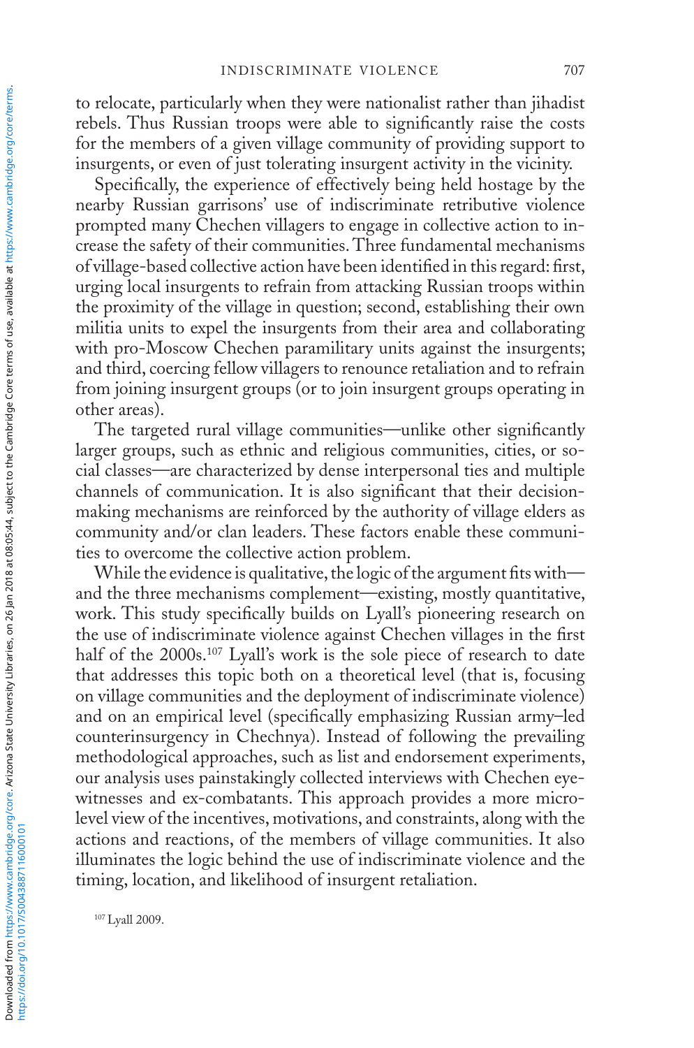to relocate, particularly when they were nationalist rather than jihadist rebels. Thus Russian troops were able to significantly raise the costs for the members of a given village community of providing support to insurgents, or even of just tolerating insurgent activity in the vicinity.

Specifically, the experience of effectively being held hostage by the nearby Russian garrisons' use of indiscriminate retributive violence prompted many Chechen villagers to engage in collective action to increase the safety of their communities. Three fundamental mechanisms of village-based collective action have been identified in this regard: first, urging local insurgents to refrain from attacking Russian troops within the proximity of the village in question; second, establishing their own militia units to expel the insurgents from their area and collaborating with pro-Moscow Chechen paramilitary units against the insurgents; and third, coercing fellow villagers to renounce retaliation and to refrain from joining insurgent groups (or to join insurgent groups operating in other areas).

The targeted rural village communities—unlike other significantly larger groups, such as ethnic and religious communities, cities, or social classes—are characterized by dense interpersonal ties and multiple channels of communication. It is also significant that their decision-making mechanisms are reinforced by the authority of village elders as community and/or clan leaders. These factors enable these communities to overcome the collective action problem.

While the evidence is qualitative, the logic of the argument fits with—and the three mechanisms complement—existing, mostly quantitative, work. This study specifically builds on Lyall's pioneering research on the use of indiscriminate violence against Chechen villages in the first half of the 2000s.[107] Lyall's work is the sole piece of research to date that addresses this topic both on a theoretical level (that is, focusing on village communities and the deployment of indiscriminate violence) and on an empirical level (specifically emphasizing Russian army–led counterinsurgency in Chechnya). Instead of following the prevailing methodological approaches, such as list and endorsement experiments, our analysis uses painstakingly collected interviews with Chechen eyewitnesses and ex-combatants. This approach provides a more micro-level view of the incentives, motivations, and constraints, along with the actions and reactions, of the members of village communities. It also illuminates the logic behind the use of indiscriminate violence and the timing, location, and likelihood of insurgent retaliation.

[107] Lyall 2009.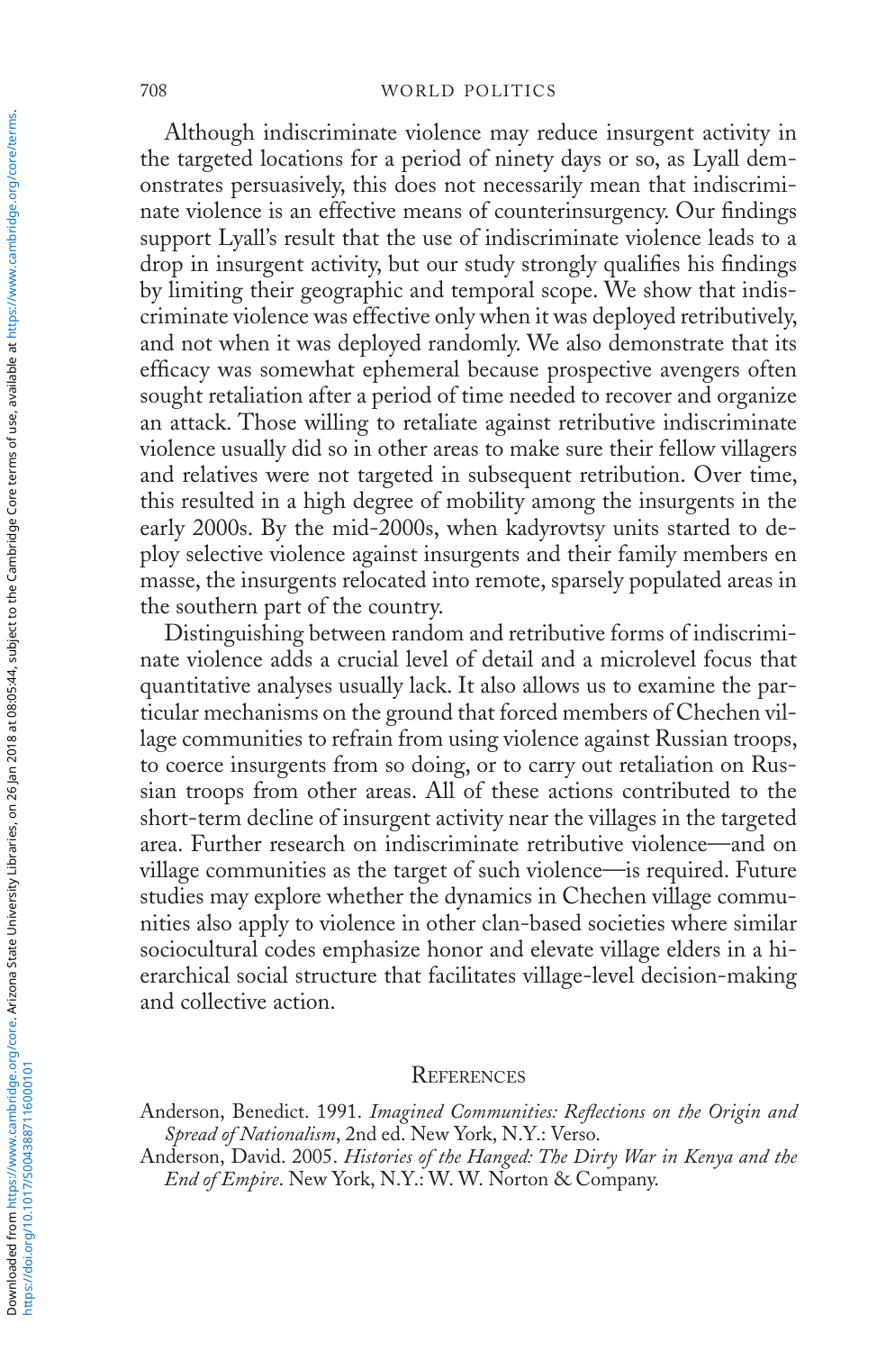Although indiscriminate violence may reduce insurgent activity in the targeted locations for a period of ninety days or so, as Lyall demonstrates persuasively, this does not necessarily mean that indiscriminate violence is an effective means of counterinsurgency. Our findings support Lyall's result that the use of indiscriminate violence leads to a drop in insurgent activity, but our study strongly qualifies his findings by limiting their geographic and temporal scope. We show that indiscriminate violence was effective only when it was deployed retributively, and not when it was deployed randomly. We also demonstrate that its efficacy was somewhat ephemeral because prospective avengers often sought retaliation after a period of time needed to recover and organize an attack. Those willing to retaliate against retributive indiscriminate violence usually did so in other areas to make sure their fellow villagers and relatives were not targeted in subsequent retribution. Over time, this resulted in a high degree of mobility among the insurgents in the early 2000s. By the mid-2000s, when kadyrovtsy units started to deploy selective violence against insurgents and their family members en masse, the insurgents relocated into remote, sparsely populated areas in the southern part of the country.

Distinguishing between random and retributive forms of indiscriminate violence adds a crucial level of detail and a microlevel focus that quantitative analyses usually lack. It also allows us to examine the particular mechanisms on the ground that forced members of Chechen village communities to refrain from using violence against Russian troops, to coerce insurgents from so doing, or to carry out retaliation on Russian troops from other areas. All of these actions contributed to the short-term decline of insurgent activity near the villages in the targeted area. Further research on indiscriminate retributive violence—and on village communities as the target of such violence—is required. Future studies may explore whether the dynamics in Chechen village communities also apply to violence in other clan-based societies where similar sociocultural codes emphasize honor and elevate village elders in a hierarchical social structure that facilitates village-level decision-making and collective action.

## References

Anderson, Benedict. 1991. *Imagined Communities: Reflections on the Origin and Spread of Nationalism*, 2nd ed. New York, N.Y.: Verso.

Anderson, David. 2005. *Histories of the Hanged: The Dirty War in Kenya and the End of Empire*. New York, N.Y.: W. W. Norton & Company.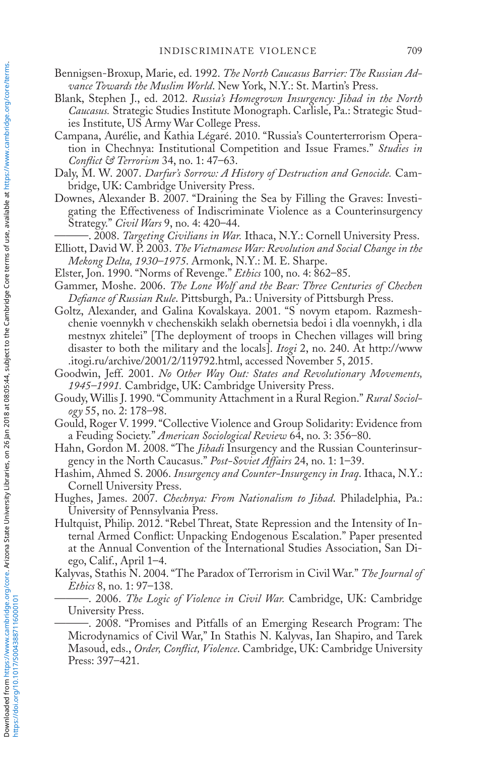Bennigsen-Broxup, Marie, ed. 1992. *The North Caucasus Barrier: The Russian Advance Towards the Muslim World*. New York, N.Y.: St. Martin's Press.

Blank, Stephen J., ed. 2012. *Russia's Homegrown Insurgency: Jihad in the North Caucasus.* Strategic Studies Institute Monograph. Carlisle, Pa.: Strategic Studies Institute, US Army War College Press.

Campana, Aurélie, and Kathia Légaré. 2010. "Russia's Counterterrorism Operation in Chechnya: Institutional Competition and Issue Frames." *Studies in Conflict & Terrorism* 34, no. 1: 47–63.

Daly, M. W. 2007. *Darfur's Sorrow: A History of Destruction and Genocide.* Cambridge, UK: Cambridge University Press.

Downes, Alexander B. 2007. "Draining the Sea by Filling the Graves: Investigating the Effectiveness of Indiscriminate Violence as a Counterinsurgency Strategy." *Civil Wars* 9, no. 4: 420–44.

———. 2008. *Targeting Civilians in War.* Ithaca, N.Y.: Cornell University Press.

Elliott, David W. P. 2003. *The Vietnamese War: Revolution and Social Change in the Mekong Delta, 1930–1975*. Armonk, N.Y.: M. E. Sharpe.

Elster, Jon. 1990. "Norms of Revenge." *Ethics* 100, no. 4: 862–85.

Gammer, Moshe. 2006. *The Lone Wolf and the Bear: Three Centuries of Chechen Defiance of Russian Rule*. Pittsburgh, Pa.: University of Pittsburgh Press.

Goltz, Alexander, and Galina Kovalskaya. 2001. "S novym etapom. Razmeshchenie voennykh v chechenskikh selakh obernetsia bedoi i dla voennykh, i dla mestnyx zhitelei" [The deployment of troops in Chechen villages will bring disaster to both the military and the locals]. *Itogi* 2, no. 240. At http://www.itogi.ru/archive/2001/2/119792.html, accessed November 5, 2015.

Goodwin, Jeff. 2001. *No Other Way Out: States and Revolutionary Movements, 1945–1991.* Cambridge, UK: Cambridge University Press.

Goudy, Willis J. 1990. "Community Attachment in a Rural Region." *Rural Sociology* 55, no. 2: 178–98.

Gould, Roger V. 1999. "Collective Violence and Group Solidarity: Evidence from a Feuding Society." *American Sociological Review* 64, no. 3: 356–80.

Hahn, Gordon M. 2008. "The *Jihadi* Insurgency and the Russian Counterinsurgency in the North Caucasus." *Post-Soviet Affairs* 24, no. 1: 1–39.

Hashim, Ahmed S. 2006. *Insurgency and Counter-Insurgency in Iraq*. Ithaca, N.Y.: Cornell University Press.

Hughes, James. 2007. *Chechnya: From Nationalism to Jihad*. Philadelphia, Pa.: University of Pennsylvania Press.

Hultquist, Philip. 2012. "Rebel Threat, State Repression and the Intensity of Internal Armed Conflict: Unpacking Endogenous Escalation." Paper presented at the Annual Convention of the International Studies Association, San Diego, Calif., April 1–4.

Kalyvas, Stathis N. 2004. "The Paradox of Terrorism in Civil War." *The Journal of Ethics* 8, no. 1: 97–138.

———. 2006. *The Logic of Violence in Civil War.* Cambridge, UK: Cambridge University Press.

———. 2008. "Promises and Pitfalls of an Emerging Research Program: The Microdynamics of Civil War," In Stathis N. Kalyvas, Ian Shapiro, and Tarek Masoud, eds., *Order, Conflict, Violence*. Cambridge, UK: Cambridge University Press: 397–421.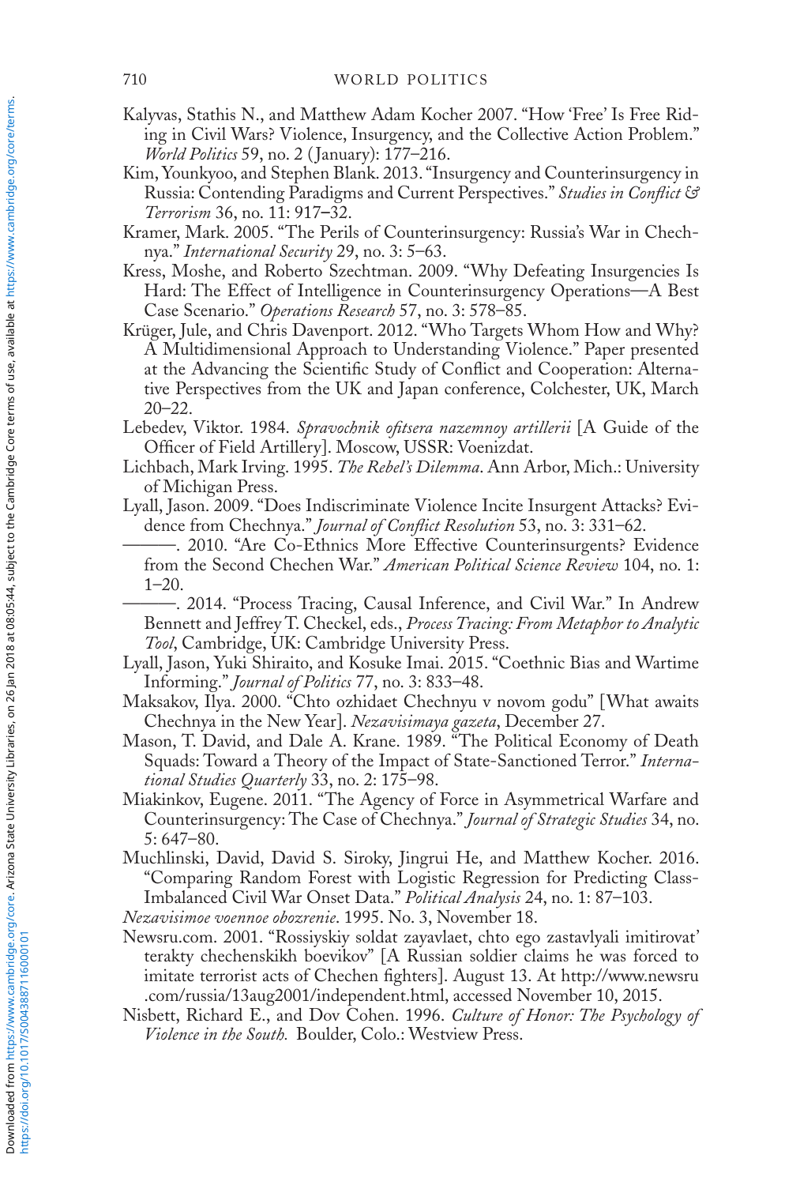Kalyvas, Stathis N., and Matthew Adam Kocher 2007. "How 'Free' Is Free Riding in Civil Wars? Violence, Insurgency, and the Collective Action Problem." *World Politics* 59, no. 2 (January): 177–216.

Kim, Younkyoo, and Stephen Blank. 2013. "Insurgency and Counterinsurgency in Russia: Contending Paradigms and Current Perspectives." *Studies in Conflict & Terrorism* 36, no. 11: 917–32.

Kramer, Mark. 2005. "The Perils of Counterinsurgency: Russia's War in Chechnya." *International Security* 29, no. 3: 5–63.

Kress, Moshe, and Roberto Szechtman. 2009. "Why Defeating Insurgencies Is Hard: The Effect of Intelligence in Counterinsurgency Operations—A Best Case Scenario." *Operations Research* 57, no. 3: 578–85.

Krüger, Jule, and Chris Davenport. 2012. "Who Targets Whom How and Why? A Multidimensional Approach to Understanding Violence." Paper presented at the Advancing the Scientific Study of Conflict and Cooperation: Alternative Perspectives from the UK and Japan conference, Colchester, UK, March 20–22.

Lebedev, Viktor. 1984. *Spravochnik ofitsera nazemnoy artillerii* [A Guide of the Officer of Field Artillery]. Moscow, USSR: Voenizdat.

Lichbach, Mark Irving. 1995. *The Rebel's Dilemma*. Ann Arbor, Mich.: University of Michigan Press.

Lyall, Jason. 2009. "Does Indiscriminate Violence Incite Insurgent Attacks? Evidence from Chechnya." *Journal of Conflict Resolution* 53, no. 3: 331–62.

———. 2010. "Are Co-Ethnics More Effective Counterinsurgents? Evidence from the Second Chechen War." *American Political Science Review* 104, no. 1: 1–20.

———. 2014. "Process Tracing, Causal Inference, and Civil War." In Andrew Bennett and Jeffrey T. Checkel, eds., *Process Tracing: From Metaphor to Analytic Tool*, Cambridge, UK: Cambridge University Press.

Lyall, Jason, Yuki Shiraito, and Kosuke Imai. 2015. "Coethnic Bias and Wartime Informing." *Journal of Politics* 77, no. 3: 833–48.

Maksakov, Ilya. 2000. "Chto ozhidaet Chechnyu v novom godu" [What awaits Chechnya in the New Year]. *Nezavisimaya gazeta*, December 27.

Mason, T. David, and Dale A. Krane. 1989. "The Political Economy of Death Squads: Toward a Theory of the Impact of State-Sanctioned Terror." *International Studies Quarterly* 33, no. 2: 175–98.

Miakinkov, Eugene. 2011. "The Agency of Force in Asymmetrical Warfare and Counterinsurgency: The Case of Chechnya." *Journal of Strategic Studies* 34, no. 5: 647–80.

Muchlinski, David, David S. Siroky, Jingrui He, and Matthew Kocher. 2016. "Comparing Random Forest with Logistic Regression for Predicting Class-Imbalanced Civil War Onset Data." *Political Analysis* 24, no. 1: 87–103.

*Nezavisimoe voennoe obozrenie*. 1995. No. 3, November 18.

Newsru.com. 2001. "Rossiyskiy soldat zayavlaet, chto ego zastavlyali imitirovat' terakty chechenskikh boevikov" [A Russian soldier claims he was forced to imitate terrorist acts of Chechen fighters]. August 13. At http://www.newsru.com/russia/13aug2001/independent.html, accessed November 10, 2015.

Nisbett, Richard E., and Dov Cohen. 1996. *Culture of Honor: The Psychology of Violence in the South.* Boulder, Colo.: Westview Press.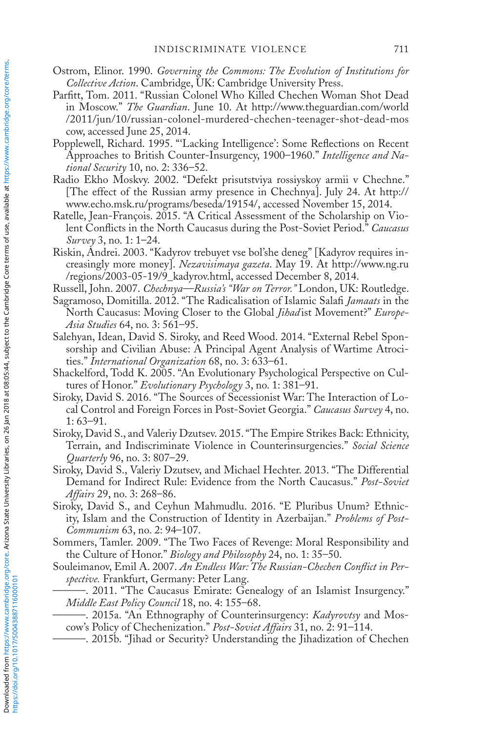Ostrom, Elinor. 1990. *Governing the Commons: The Evolution of Institutions for Collective Action*. Cambridge, UK: Cambridge University Press.

Parfitt, Tom. 2011. "Russian Colonel Who Killed Chechen Woman Shot Dead in Moscow." *The Guardian*. June 10. At http://www.theguardian.com/world/2011/jun/10/russian-colonel-murdered-chechen-teenager-shot-dead-moscow, accessed June 25, 2014.

Popplewell, Richard. 1995. "'Lacking Intelligence': Some Reflections on Recent Approaches to British Counter-Insurgency, 1900–1960." *Intelligence and National Security* 10, no. 2: 336–52.

Radio Ekho Moskvy. 2002. "Defekt prisutstviya rossiyskoy armii v Chechne." [The effect of the Russian army presence in Chechnya]. July 24. At http://www.echo.msk.ru/programs/beseda/19154/, accessed November 15, 2014.

Ratelle, Jean-François. 2015. "A Critical Assessment of the Scholarship on Violent Conflicts in the North Caucasus during the Post-Soviet Period." *Caucasus Survey* 3, no. 1: 1–24.

Riskin, Andrei. 2003. "Kadyrov trebuyet vse bol'she deneg" [Kadyrov requires increasingly more money]. *Nezavisimaya gazeta*. May 19. At http://www.ng.ru/regions/2003-05-19/9_kadyrov.html, accessed December 8, 2014.

Russell, John. 2007. *Chechnya—Russia's "War on Terror."* London, UK: Routledge.

Sagramoso, Domitilla. 2012. "The Radicalisation of Islamic Salafi *Jamaats* in the North Caucasus: Moving Closer to the Global *Jihad* ist Movement?" *Europe-Asia Studies* 64, no. 3: 561–95.

Salehyan, Idean, David S. Siroky, and Reed Wood. 2014. "External Rebel Sponsorship and Civilian Abuse: A Principal Agent Analysis of Wartime Atrocities." *International Organization* 68, no. 3: 633–61.

Shackelford, Todd K. 2005. "An Evolutionary Psychological Perspective on Cultures of Honor." *Evolutionary Psychology* 3, no. 1: 381–91.

Siroky, David S. 2016. "The Sources of Secessionist War: The Interaction of Local Control and Foreign Forces in Post-Soviet Georgia." *Caucasus Survey* 4, no. 1: 63–91.

Siroky, David S., and Valeriy Dzutsev. 2015. "The Empire Strikes Back: Ethnicity, Terrain, and Indiscriminate Violence in Counterinsurgencies." *Social Science Quarterly* 96, no. 3: 807–29.

Siroky, David S., Valeriy Dzutsev, and Michael Hechter. 2013. "The Differential Demand for Indirect Rule: Evidence from the North Caucasus." *Post-Soviet Affairs* 29, no. 3: 268–86.

Siroky, David S., and Ceyhun Mahmudlu. 2016. "E Pluribus Unum? Ethnicity, Islam and the Construction of Identity in Azerbaijan." *Problems of Post-Communism* 63, no. 2: 94–107.

Sommers, Tamler. 2009. "The Two Faces of Revenge: Moral Responsibility and the Culture of Honor." *Biology and Philosophy* 24, no. 1: 35–50.

Souleimanov, Emil A. 2007. *An Endless War: The Russian-Chechen Conflict in Perspective.* Frankfurt, Germany: Peter Lang.

———. 2011. "The Caucasus Emirate: Genealogy of an Islamist Insurgency." *Middle East Policy Council* 18, no. 4: 155–68.

———. 2015a. "An Ethnography of Counterinsurgency: *Kadyrovtsy* and Moscow's Policy of Chechenization." *Post-Soviet Affairs* 31, no. 2: 91–114.

———. 2015b. "Jihad or Security? Understanding the Jihadization of Chechen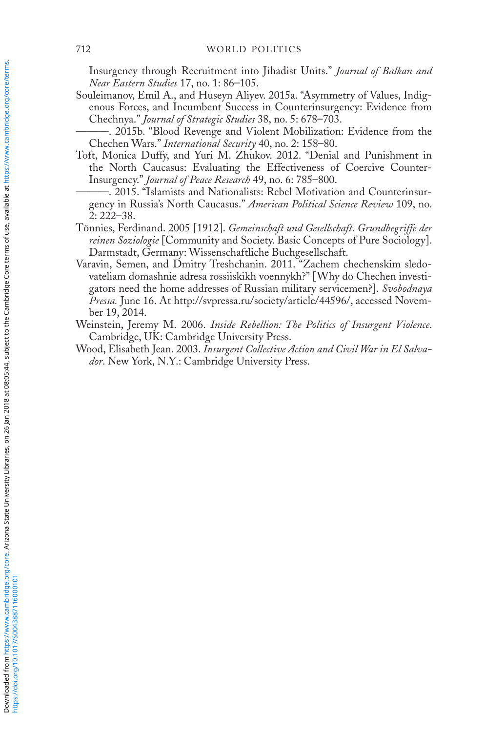Insurgency through Recruitment into Jihadist Units." *Journal of Balkan and Near Eastern Studies* 17, no. 1: 86–105.

Souleimanov, Emil A., and Huseyn Aliyev. 2015a. "Asymmetry of Values, Indigenous Forces, and Incumbent Success in Counterinsurgency: Evidence from Chechnya." *Journal of Strategic Studies* 38, no. 5: 678–703.

———. 2015b. "Blood Revenge and Violent Mobilization: Evidence from the Chechen Wars." *International Security* 40, no. 2: 158–80.

Toft, Monica Duffy, and Yuri M. Zhukov. 2012. "Denial and Punishment in the North Caucasus: Evaluating the Effectiveness of Coercive Counter-Insurgency." *Journal of Peace Research* 49, no. 6: 785–800.

———. 2015. "Islamists and Nationalists: Rebel Motivation and Counterinsurgency in Russia's North Caucasus." *American Political Science Review* 109, no. 2: 222–38.

Tönnies, Ferdinand. 2005 [1912]. *Gemeinschaft und Gesellschaft. Grundbegriffe der reinen Soziologie* [Community and Society. Basic Concepts of Pure Sociology]. Darmstadt, Germany: Wissenschaftliche Buchgesellschaft.

Varavin, Semen, and Dmitry Treshchanin. 2011. "Zachem chechenskim sledovateliam domashnie adresa rossiiskikh voennykh?" [Why do Chechen investigators need the home addresses of Russian military servicemen?]. *Svobodnaya Pressa.* June 16. At http://svpressa.ru/society/article/44596/, accessed November 19, 2014.

Weinstein, Jeremy M. 2006. *Inside Rebellion: The Politics of Insurgent Violence*. Cambridge, UK: Cambridge University Press.

Wood, Elisabeth Jean. 2003. *Insurgent Collective Action and Civil War in El Salvador*. New York, N.Y.: Cambridge University Press.